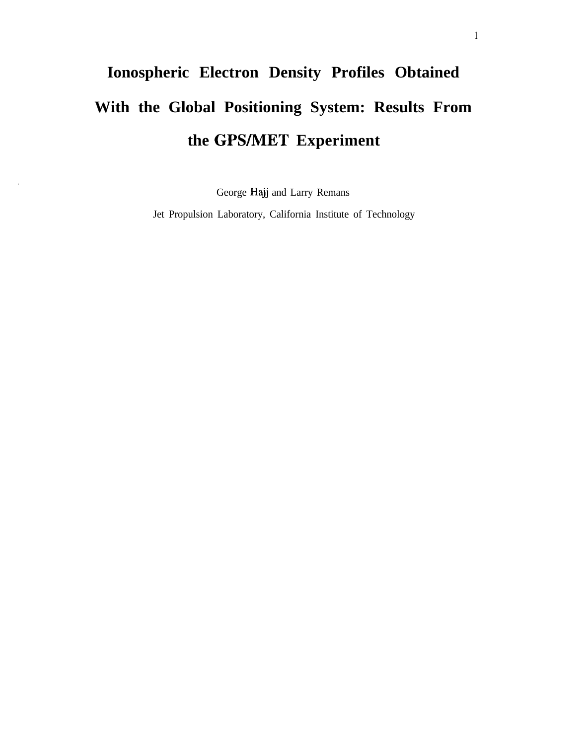# Ionospheric Electron Density Profiles Obtained With the Global Positioning System: Results From the GPS/MET Experiment

George Hajj and Larry Remans

Jet Propulsion Laboratory, California Institute of Technology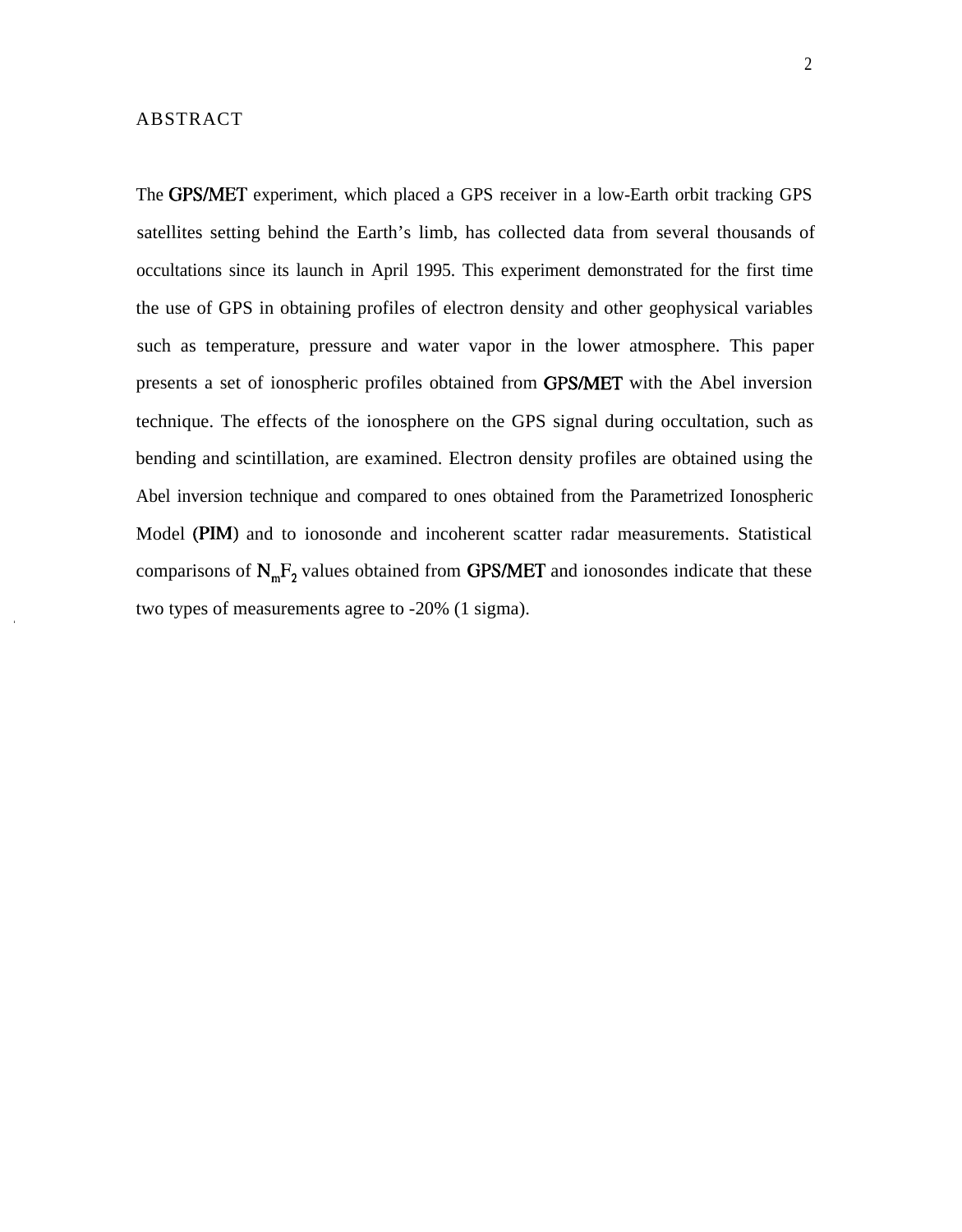# ABSTRACT

The GPS/MET experiment, which placed a GPS receiver in a low-Earth orbit tracking GPS satellites setting behind the Earth's limb, has collected data from several thousands of occultations since its launch in April 1995. This experiment demonstrated for the first time the use of GPS in obtaining profiles of electron density and other geophysical variables such as temperature, pressure and water vapor in the lower atmosphere. This paper presents a set of ionospheric profiles obtained from GPS/MET with the Abel inversion technique. The effects of the ionosphere on the GPS signal during occultation, such as bending and scintillation, are examined. Electron density profiles are obtained using the Abel inversion technique and compared to ones obtained from the Parametrized Ionospheric Model (PIM) and to ionosonde and incoherent scatter radar measurements. Statistical comparisons of $N_mF_2$ values obtained from GPS/MET and ionosondes indicate that these two types of measurements agree to -20% (1 sigma).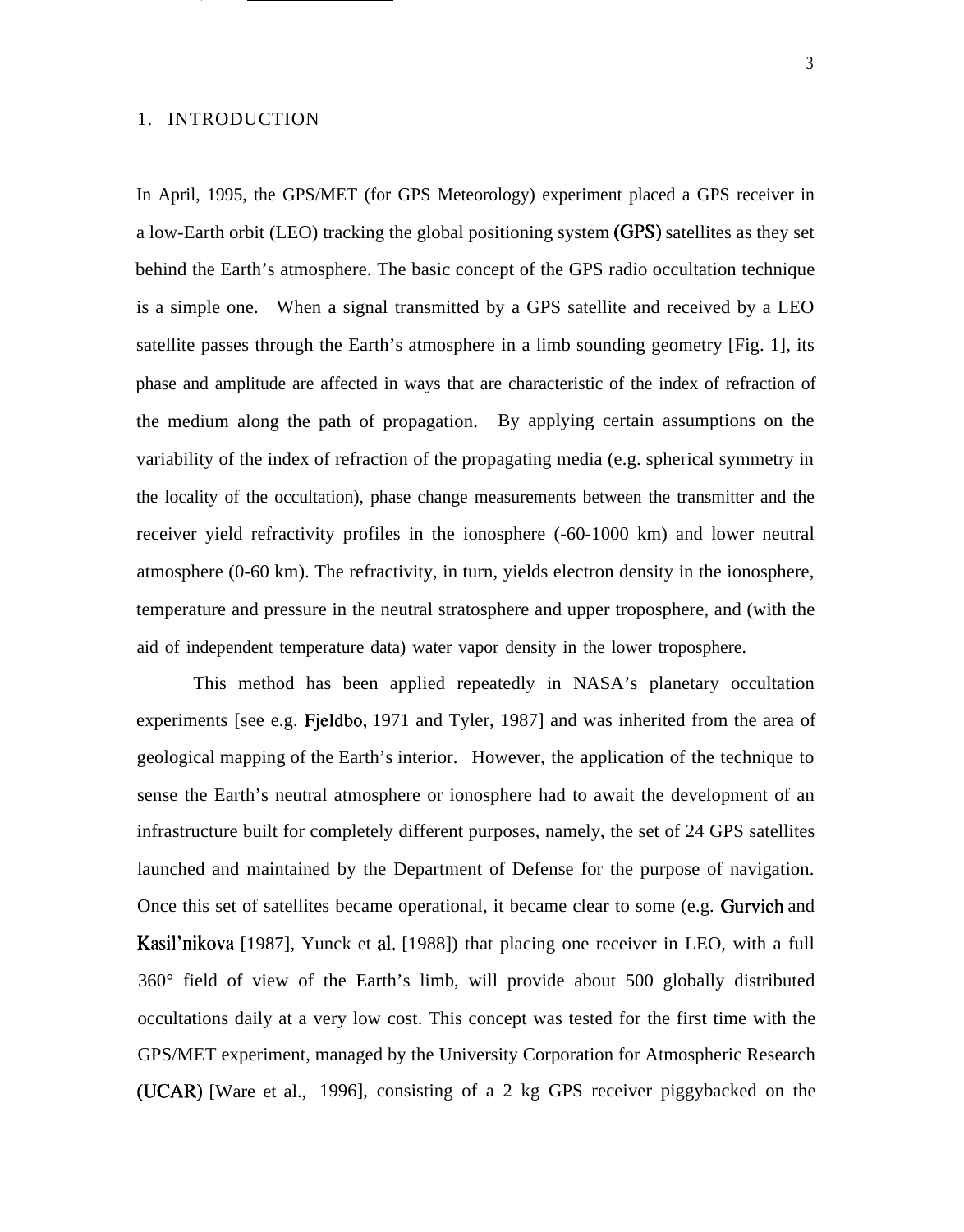## 1. INTRODUCTION

In April, 1995, the GPS/MET (for GPS Meteorology) experiment placed a GPS receiver in a low-Earth orbit (LEO) tracking the global positioning system (GPS) satellites as they set behind the Earth's atmosphere. The basic concept of the GPS radio occultation technique is a simple one. When a signal transmitted by a GPS satellite and received by a LEO satellite passes through the Earth's atmosphere in a limb sounding geometry [Fig. 1], its phase and amplitude are affected in ways that are characteristic of the index of refraction of the medium along the path of propagation. By applying certain assumptions on the variability of the index of refraction of the propagating media (e.g. spherical symmetry in the locality of the occultation), phase change measurements between the transmitter and the receiver yield refractivity profiles in the ionosphere (-60-1000 km) and lower neutral atmosphere (0-60 km). The refractivity, in turn, yields electron density in the ionosphere, temperature and pressure in the neutral stratosphere and upper troposphere, and (with the aid of independent temperature data) water vapor density in the lower troposphere.

This method has been applied repeatedly in NASA's planetary occultation experiments [see e.g. Fjeldbo, 1971 and Tyler, 1987] and was inherited from the area of geological mapping of the Earth's interior. However, the application of the technique to sense the Earth's neutral atmosphere or ionosphere had to await the development of an infrastructure built for completely different purposes, namely, the set of 24 GPS satellites launched and maintained by the Department of Defense for the purpose of navigation. Once this set of satellites became operational, it became clear to some (e.g. Gurvich and Kasil'nikova [1987], Yunck et al. [1988]) that placing one receiver in LEO, with a full 360° field of view of the Earth's limb, will provide about 500 globally distributed occultations daily at a very low cost. This concept was tested for the first time with the GPS/MET experiment, managed by the University Corporation for Atmospheric Research (UCAR) [Ware et al., 1996], consisting of a 2 kg GPS receiver piggybacked on the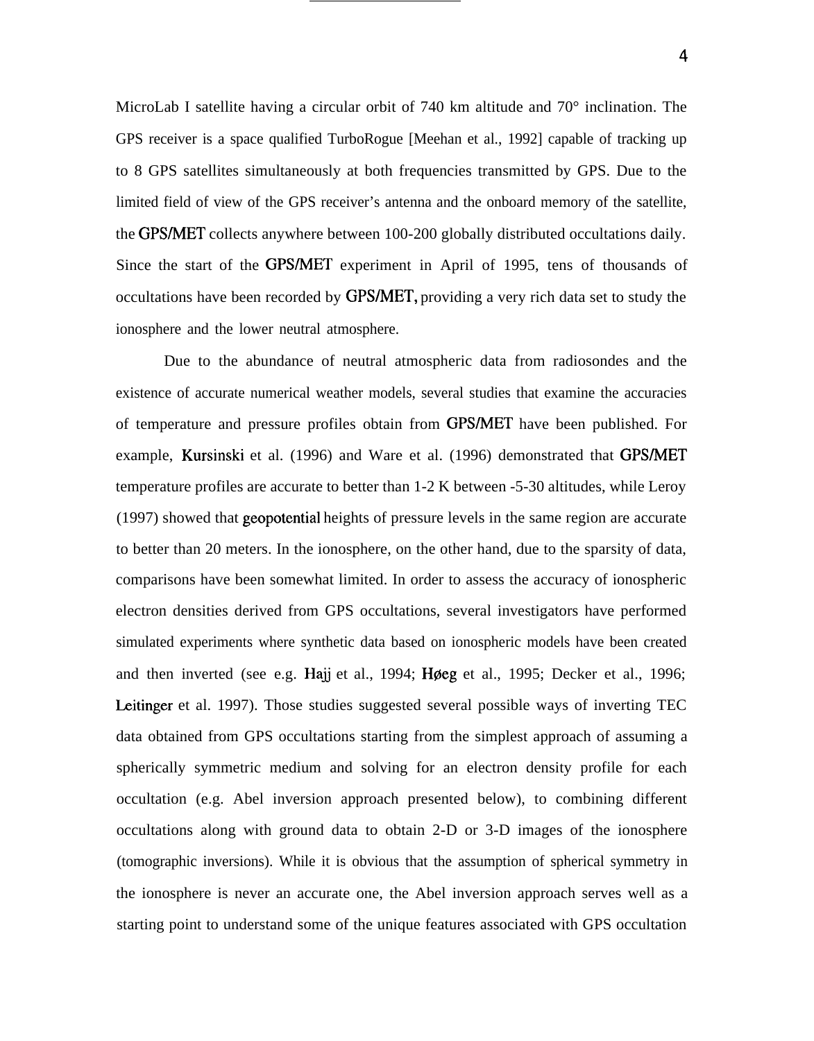MicroLab I satellite having a circular orbit of 740 km altitude and 70° inclination. The GPS receiver is a space qualified TurboRogue [Meehan et al., 1992] capable of tracking up to 8 GPS satellites simultaneously at both frequencies transmitted by GPS. Due to the limited field of view of the GPS receiver's antenna and the onboard memory of the satellite, the GPS/MET collects anywhere between 100-200 globally distributed occultations daily. Since the start of the GPS/MET experiment in April of 1995, tens of thousands of occultations have been recorded by GPS/MET, providing a very rich data set to study the ionosphere and the lower neutral atmosphere.

Due to the abundance of neutral atmospheric data from radiosondes and the existence of accurate numerical weather models, several studies that examine the accuracies of temperature and pressure profiles obtain from GPS/MET have been published. For example, Kursinski et al. (1996) and Ware et al. (1996) demonstrated that GPS/MET temperature profiles are accurate to better than 1-2 K between -5-30 altitudes, while Leroy (1997) showed that geopotential heights of pressure levels in the same region are accurate to better than 20 meters. In the ionosphere, on the other hand, due to the sparsity of data, comparisons have been somewhat limited. In order to assess the accuracy of ionospheric electron densities derived from GPS occultations, several investigators have performed simulated experiments where synthetic data based on ionospheric models have been created and then inverted (see e.g. Hajj et al., 1994; Høeg et al., 1995; Decker et al., 1996; Leitinger et al. 1997). Those studies suggested several possible ways of inverting TEC data obtained from GPS occultations starting from the simplest approach of assuming a spherically symmetric medium and solving for an electron density profile for each occultation (e.g. Abel inversion approach presented below), to combining different occultations along with ground data to obtain 2-D or 3-D images of the ionosphere (tomographic inversions). While it is obvious that the assumption of spherical symmetry in the ionosphere is never an accurate one, the Abel inversion approach serves well as a starting point to understand some of the unique features associated with GPS occultation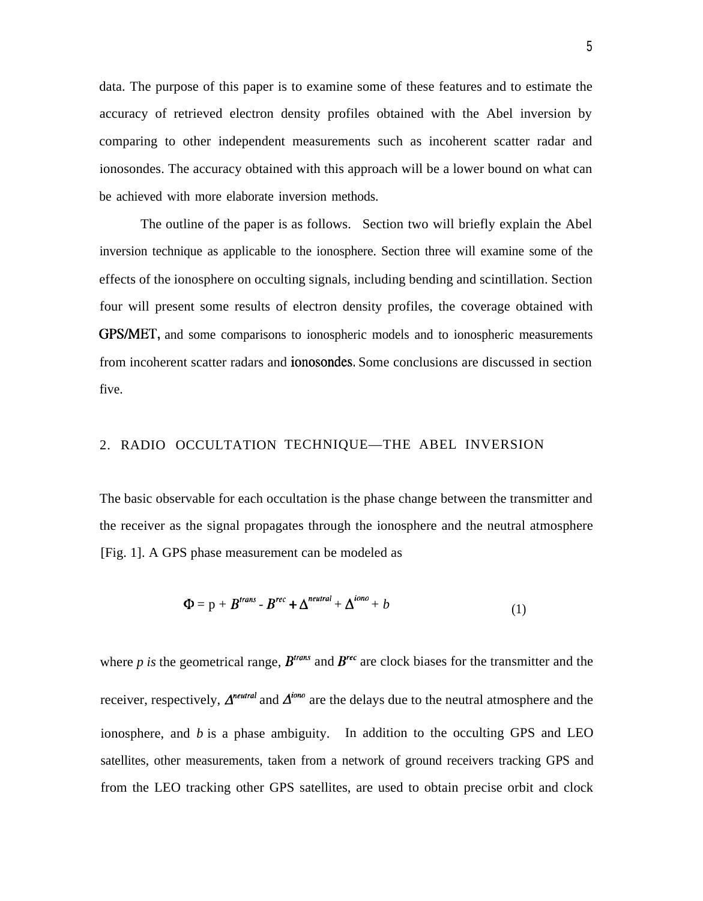data. The purpose of this paper is to examine some of these features and to estimate the accuracy of retrieved electron density profiles obtained with the Abel inversion by comparing to other independent measurements such as incoherent scatter radar and ionosondes. The accuracy obtained with this approach will be a lower bound on what can be achieved with more elaborate inversion methods.

The outline of the paper is as follows. Section two will briefly explain the Abel inversion technique as applicable to the ionosphere. Section three will examine some of the effects of the ionosphere on occulting signals, including bending and scintillation. Section four will present some results of electron density profiles, the coverage obtained with GPS/MET, and some comparisons to ionospheric models and to ionospheric measurements from incoherent scatter radars and ionosondes. Some conclusions are discussed in section five.

## 2. RADIO OCCULTATION TECHNIQUE—THE ABEL INVERSION

The basic observable for each occultation is the phase change between the transmitter and the receiver as the signal propagates through the ionosphere and the neutral atmosphere [Fig. 1]. A GPS phase measurement can be modeled as

$$\Phi = p + B^{trans} - B^{rec} + \Delta^{neutral} + \Delta^{iono} + b \qquad (1)$$

where $p$ is the geometrical range, $B^{trans}$ and $B^{rec}$ are clock biases for the transmitter and the receiver, respectively, $\Delta^{neutral}$ and $\Delta^{iono}$ are the delays due to the neutral atmosphere and the ionosphere, and $b$ is a phase ambiguity. In addition to the occulting GPS and LEO satellites, other measurements, taken from a network of ground receivers tracking GPS and from the LEO tracking other GPS satellites, are used to obtain precise orbit and clock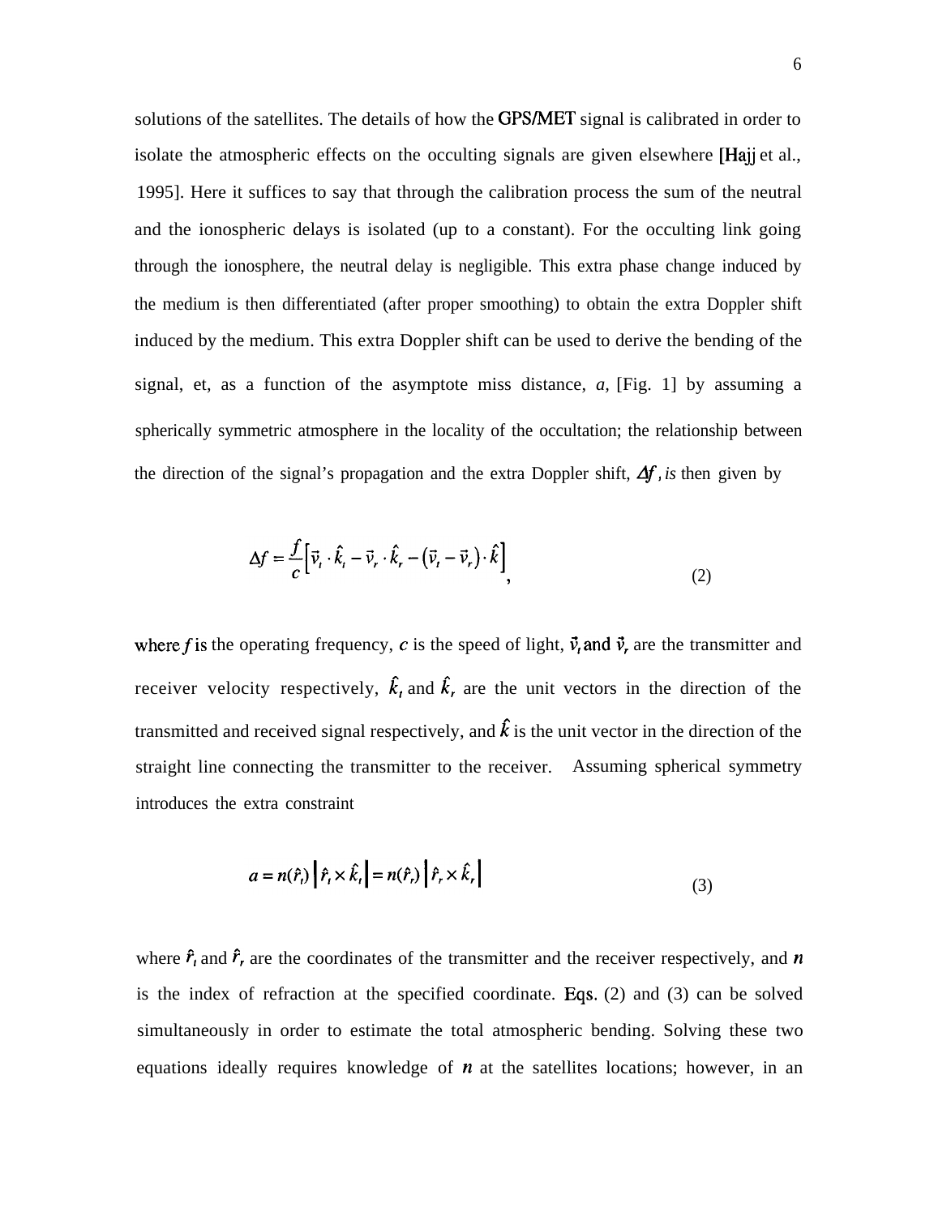solutions of the satellites. The details of how the GPS/MET signal is calibrated in order to isolate the atmospheric effects on the occulting signals are given elsewhere [Hajj et al., 1995]. Here it suffices to say that through the calibration process the sum of the neutral and the ionospheric delays is isolated (up to a constant). For the occulting link going through the ionosphere, the neutral delay is negligible. This extra phase change induced by the medium is then differentiated (after proper smoothing) to obtain the extra Doppler shift induced by the medium. This extra Doppler shift can be used to derive the bending of the signal, et, as a function of the asymptote miss distance, *a,* [Fig. 1] by assuming a spherically symmetric atmosphere in the locality of the occultation; the relationship between the direction of the signal's propagation and the extra Doppler shift, $\Delta f$, *is* then given by

$$\Delta f = \frac{f}{c}\left[\vec{v}_t \cdot \hat{k}_t - \vec{v}_r \cdot \hat{k}_r - \left(\vec{v}_t - \vec{v}_r\right) \cdot \hat{k}\right], \tag{2}$$

where $f$ is the operating frequency, $c$ is the speed of light, $\vec{v}_t$ and $\vec{v}_r$ are the transmitter and receiver velocity respectively, $\hat{k}_t$ and $\hat{k}_r$ are the unit vectors in the direction of the transmitted and received signal respectively, and $\hat{k}$ is the unit vector in the direction of the straight line connecting the transmitter to the receiver. Assuming spherical symmetry introduces the extra constraint

$$a = n(\hat{r}_t)\left|\hat{r}_t \times \hat{k}_t\right| = n(\hat{r}_r)\left|\hat{r}_r \times \hat{k}_r\right| \tag{3}$$

where $\hat{r}_t$ and $\hat{r}_r$ are the coordinates of the transmitter and the receiver respectively, and $n$ is the index of refraction at the specified coordinate. Eqs. (2) and (3) can be solved simultaneously in order to estimate the total atmospheric bending. Solving these two equations ideally requires knowledge of $n$ at the satellites locations; however, in an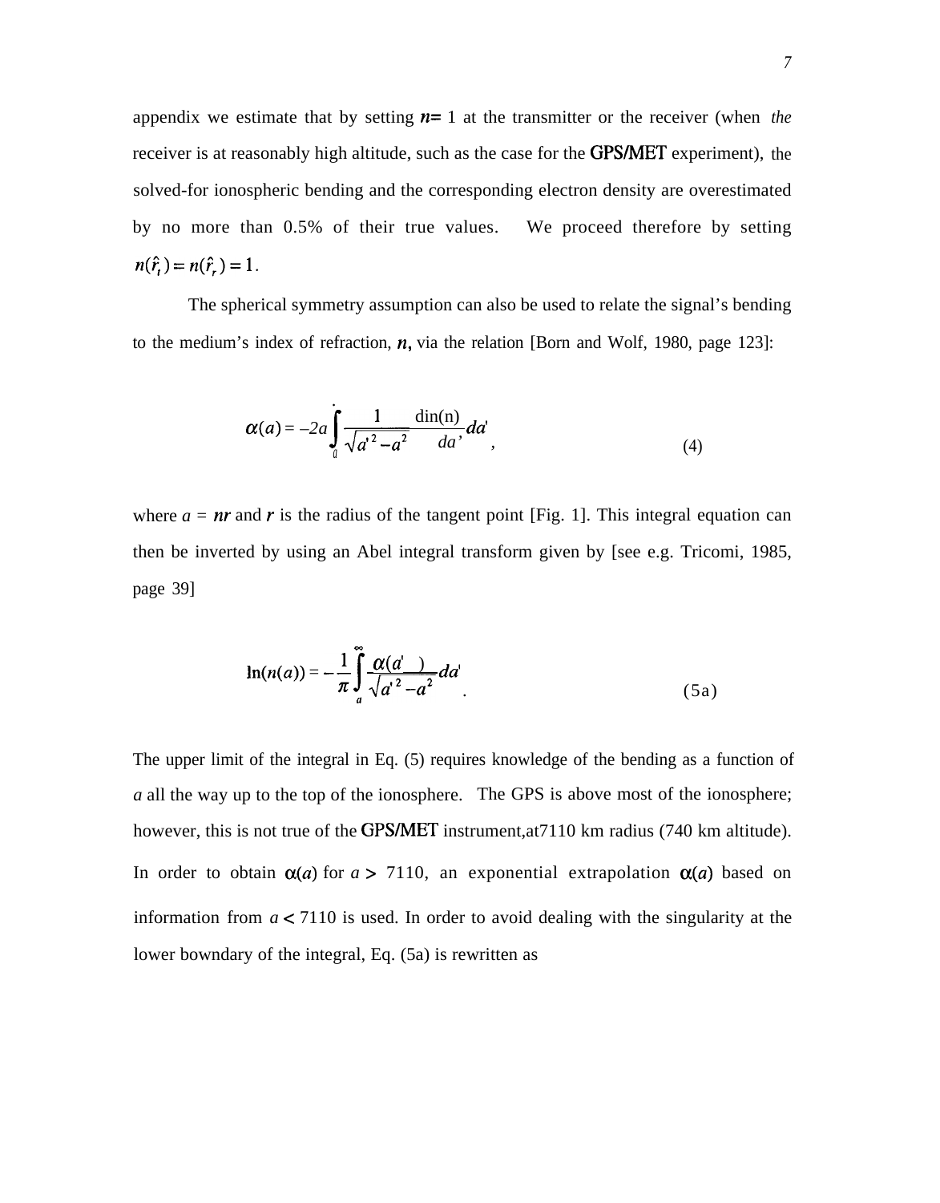appendix we estimate that by setting $n=1$ at the transmitter or the receiver (when *the* receiver is at reasonably high altitude, such as the case for the GPS/MET experiment), the solved-for ionospheric bending and the corresponding electron density are overestimated by no more than 0.5% of their true values. We proceed therefore by setting $n(\hat{r}_t) = n(\hat{r}_r) = 1$.

The spherical symmetry assumption can also be used to relate the signal's bending to the medium's index of refraction, $n$, via the relation [Born and Wolf, 1980, page 123]:

$$\alpha(a) = -2a \int_a^{\infty} \frac{1}{\sqrt{a'^2 - a^2}} \frac{d\ln(n)}{da'} da' , \tag{4}$$

where $a = nr$ and $r$ is the radius of the tangent point [Fig. 1]. This integral equation can then be inverted by using an Abel integral transform given by [see e.g. Tricomi, 1985, page 39]

$$\ln(n(a)) = -\frac{1}{\pi} \int_a^{\infty} \frac{\alpha(a')}{\sqrt{a'^2 - a^2}} da' . \tag{5a}$$

The upper limit of the integral in Eq. (5) requires knowledge of the bending as a function of $a$ all the way up to the top of the ionosphere. The GPS is above most of the ionosphere; however, this is not true of the GPS/MET instrument,at7110 km radius (740 km altitude). In order to obtain $\alpha(a)$ for $a > 7110$, an exponential extrapolation $\alpha(a)$ based on information from $a < 7110$ is used. In order to avoid dealing with the singularity at the lower bowndary of the integral, Eq. (5a) is rewritten as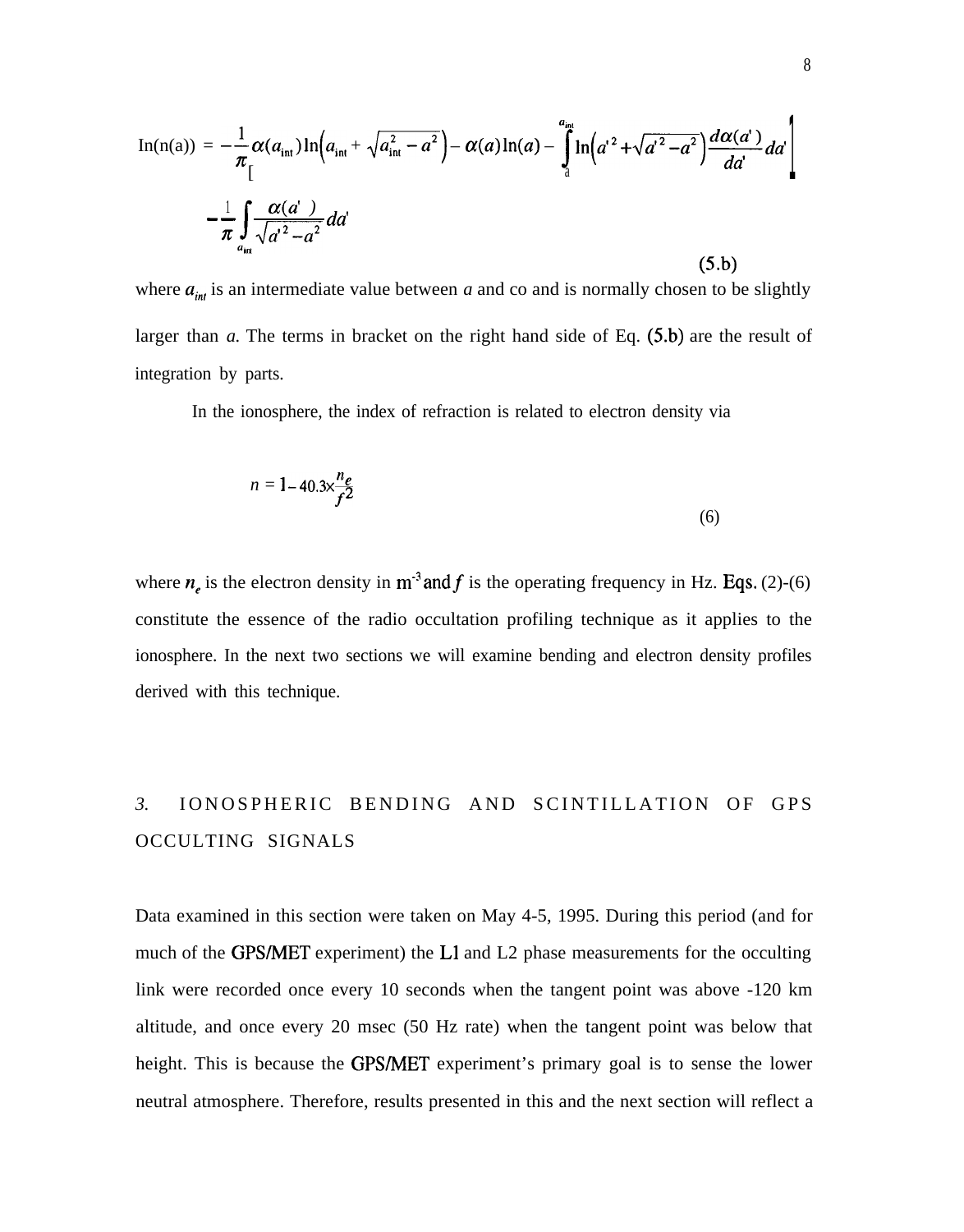$$\ln(n(a)) = -\frac{1}{\pi}\left[\alpha(a_{\text{int}})\ln\left(a_{\text{int}} + \sqrt{a_{\text{int}}^2 - a^2}\right) - \alpha(a)\ln(a) - \int_a^{a_{\text{int}}} \ln\left(a'^2 + \sqrt{a'^2 - a^2}\right)\frac{d\alpha(a')}{da'}da'\right]$$

$$-\frac{1}{\pi}\int_{a_{\text{int}}} \frac{\alpha(a')}{\sqrt{a'^2 - a^2}}da' \tag{5.b}$$

where $a_{int}$ is an intermediate value between $a$ and co and is normally chosen to be slightly larger than $a$. The terms in bracket on the right hand side of Eq. (5.b) are the result of integration by parts.

In the ionosphere, the index of refraction is related to electron density via

$$n = 1 - 40.3 \times \frac{n_e}{f^2} \tag{6}$$

where $n_e$ is the electron density in $m^{-3}$ and $f$ is the operating frequency in Hz. Eqs. (2)-(6) constitute the essence of the radio occultation profiling technique as it applies to the ionosphere. In the next two sections we will examine bending and electron density profiles derived with this technique.

## 3. IONOSPHERIC BENDING AND SCINTILLATION OF GPS OCCULTING SIGNALS

Data examined in this section were taken on May 4-5, 1995. During this period (and for much of the GPS/MET experiment) the L1 and L2 phase measurements for the occulting link were recorded once every 10 seconds when the tangent point was above -120 km altitude, and once every 20 msec (50 Hz rate) when the tangent point was below that height. This is because the GPS/MET experiment's primary goal is to sense the lower neutral atmosphere. Therefore, results presented in this and the next section will reflect a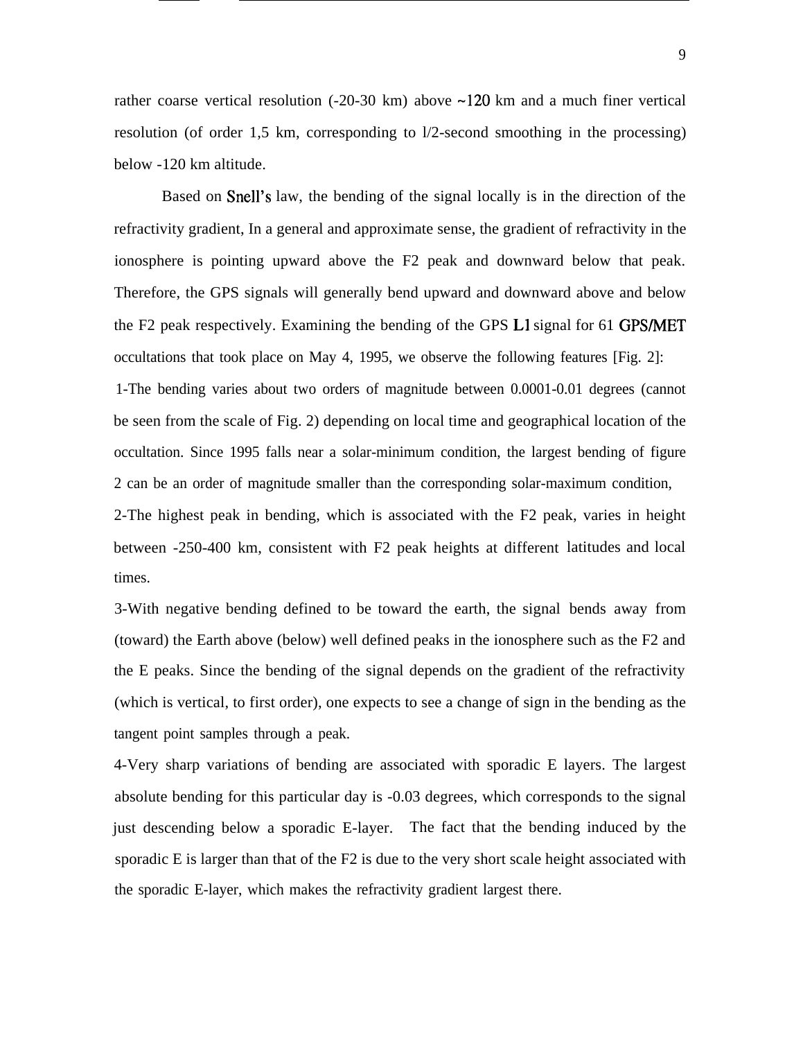rather coarse vertical resolution (-20-30 km) above ~120 km and a much finer vertical resolution (of order 1,5 km, corresponding to l/2-second smoothing in the processing) below -120 km altitude.

Based on Snell's law, the bending of the signal locally is in the direction of the refractivity gradient, In a general and approximate sense, the gradient of refractivity in the ionosphere is pointing upward above the F2 peak and downward below that peak. Therefore, the GPS signals will generally bend upward and downward above and below the F2 peak respectively. Examining the bending of the GPS L1 signal for 61 GPS/MET occultations that took place on May 4, 1995, we observe the following features [Fig. 2]:

1-The bending varies about two orders of magnitude between 0.0001-0.01 degrees (cannot be seen from the scale of Fig. 2) depending on local time and geographical location of the occultation. Since 1995 falls near a solar-minimum condition, the largest bending of figure 2 can be an order of magnitude smaller than the corresponding solar-maximum condition,

2-The highest peak in bending, which is associated with the F2 peak, varies in height between -250-400 km, consistent with F2 peak heights at different latitudes and local times.

3-With negative bending defined to be toward the earth, the signal bends away from (toward) the Earth above (below) well defined peaks in the ionosphere such as the F2 and the E peaks. Since the bending of the signal depends on the gradient of the refractivity (which is vertical, to first order), one expects to see a change of sign in the bending as the tangent point samples through a peak.

4-Very sharp variations of bending are associated with sporadic E layers. The largest absolute bending for this particular day is -0.03 degrees, which corresponds to the signal just descending below a sporadic E-layer. The fact that the bending induced by the sporadic E is larger than that of the F2 is due to the very short scale height associated with the sporadic E-layer, which makes the refractivity gradient largest there.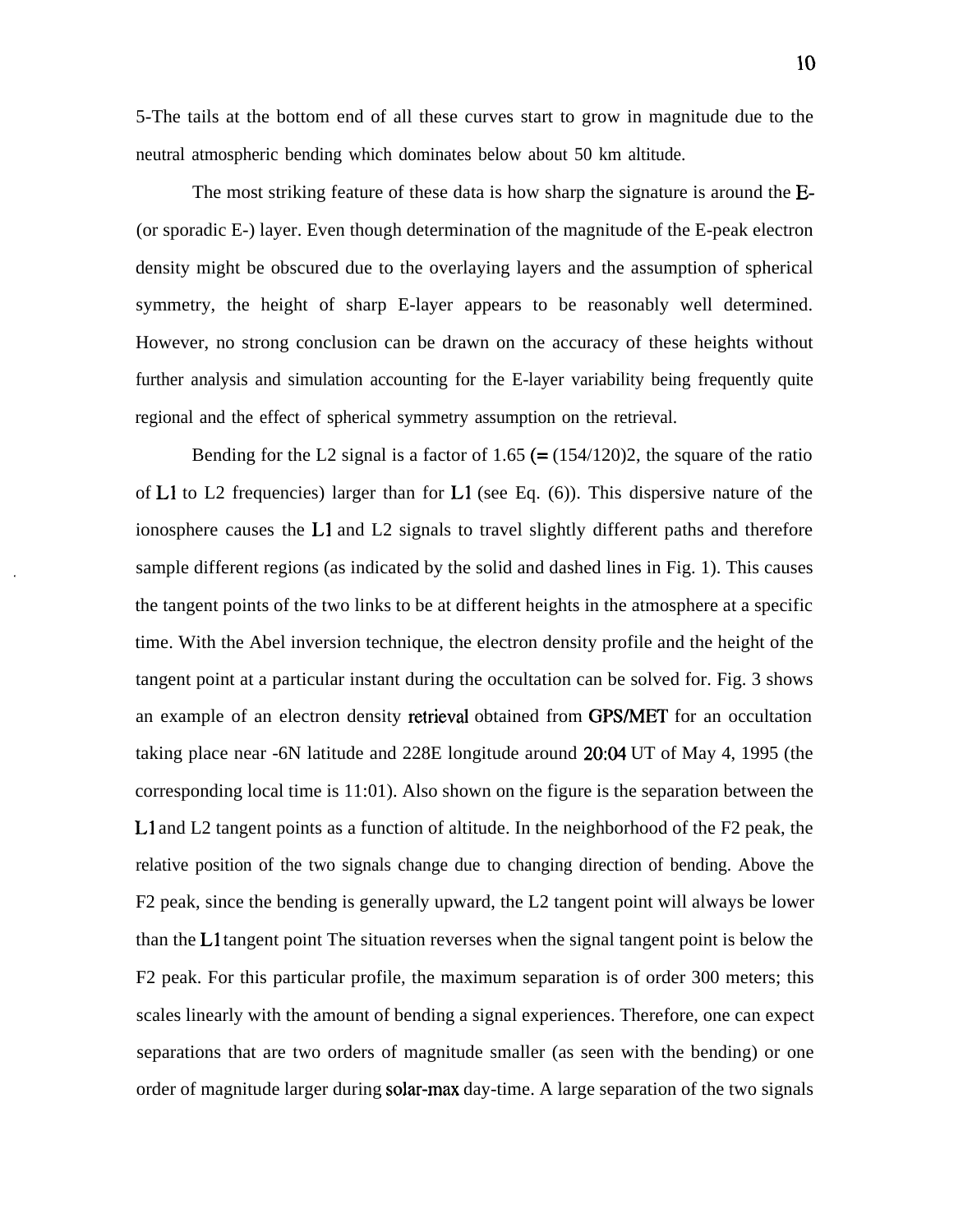5-The tails at the bottom end of all these curves start to grow in magnitude due to the neutral atmospheric bending which dominates below about 50 km altitude.

The most striking feature of these data is how sharp the signature is around the E- (or sporadic E-) layer. Even though determination of the magnitude of the E-peak electron density might be obscured due to the overlaying layers and the assumption of spherical symmetry, the height of sharp E-layer appears to be reasonably well determined. However, no strong conclusion can be drawn on the accuracy of these heights without further analysis and simulation accounting for the E-layer variability being frequently quite regional and the effect of spherical symmetry assumption on the retrieval.

Bending for the L2 signal is a factor of 1.65 (= $(154/120)^2$, the square of the ratio of L1 to L2 frequencies) larger than for L1 (see Eq. (6)). This dispersive nature of the ionosphere causes the L1 and L2 signals to travel slightly different paths and therefore sample different regions (as indicated by the solid and dashed lines in Fig. 1). This causes the tangent points of the two links to be at different heights in the atmosphere at a specific time. With the Abel inversion technique, the electron density profile and the height of the tangent point at a particular instant during the occultation can be solved for. Fig. 3 shows an example of an electron density retrieval obtained from GPS/MET for an occultation taking place near -6N latitude and 228E longitude around 20:04 UT of May 4, 1995 (the corresponding local time is 11:01). Also shown on the figure is the separation between the L1 and L2 tangent points as a function of altitude. In the neighborhood of the F2 peak, the relative position of the two signals change due to changing direction of bending. Above the F2 peak, since the bending is generally upward, the L2 tangent point will always be lower than the L1 tangent point The situation reverses when the signal tangent point is below the F2 peak. For this particular profile, the maximum separation is of order 300 meters; this scales linearly with the amount of bending a signal experiences. Therefore, one can expect separations that are two orders of magnitude smaller (as seen with the bending) or one order of magnitude larger during solar-max day-time. A large separation of the two signals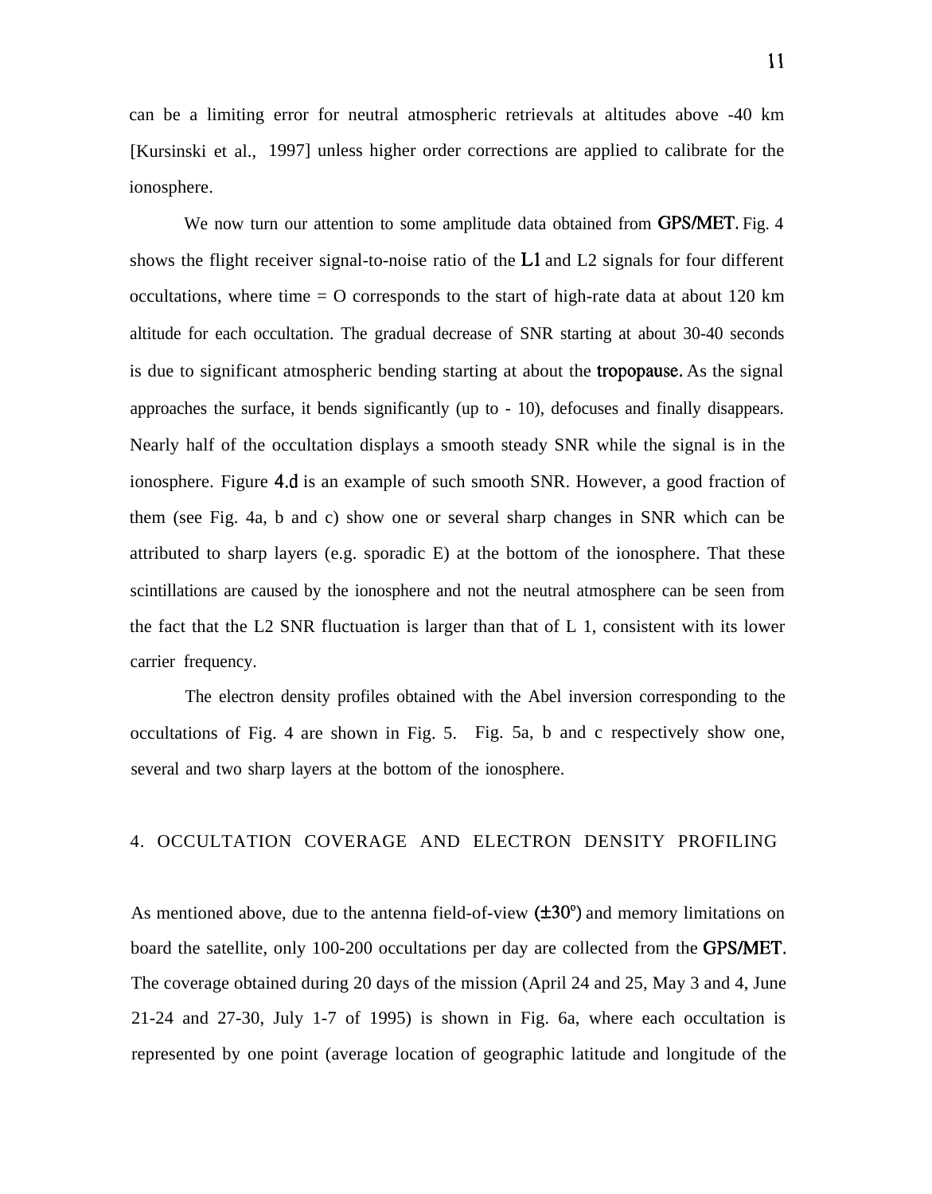can be a limiting error for neutral atmospheric retrievals at altitudes above -40 km [Kursinski et al., 1997] unless higher order corrections are applied to calibrate for the ionosphere.

We now turn our attention to some amplitude data obtained from GPS/MET. Fig. 4 shows the flight receiver signal-to-noise ratio of the L1 and L2 signals for four different occultations, where time = O corresponds to the start of high-rate data at about 120 km altitude for each occultation. The gradual decrease of SNR starting at about 30-40 seconds is due to significant atmospheric bending starting at about the tropopause. As the signal approaches the surface, it bends significantly (up to - 10), defocuses and finally disappears. Nearly half of the occultation displays a smooth steady SNR while the signal is in the ionosphere. Figure 4.d is an example of such smooth SNR. However, a good fraction of them (see Fig. 4a, b and c) show one or several sharp changes in SNR which can be attributed to sharp layers (e.g. sporadic E) at the bottom of the ionosphere. That these scintillations are caused by the ionosphere and not the neutral atmosphere can be seen from the fact that the L2 SNR fluctuation is larger than that of L 1, consistent with its lower carrier frequency.

The electron density profiles obtained with the Abel inversion corresponding to the occultations of Fig. 4 are shown in Fig. 5. Fig. 5a, b and c respectively show one, several and two sharp layers at the bottom of the ionosphere.

## 4. OCCULTATION COVERAGE AND ELECTRON DENSITY PROFILING

As mentioned above, due to the antenna field-of-view (±30°) and memory limitations on board the satellite, only 100-200 occultations per day are collected from the GPS/MET. The coverage obtained during 20 days of the mission (April 24 and 25, May 3 and 4, June 21-24 and 27-30, July 1-7 of 1995) is shown in Fig. 6a, where each occultation is represented by one point (average location of geographic latitude and longitude of the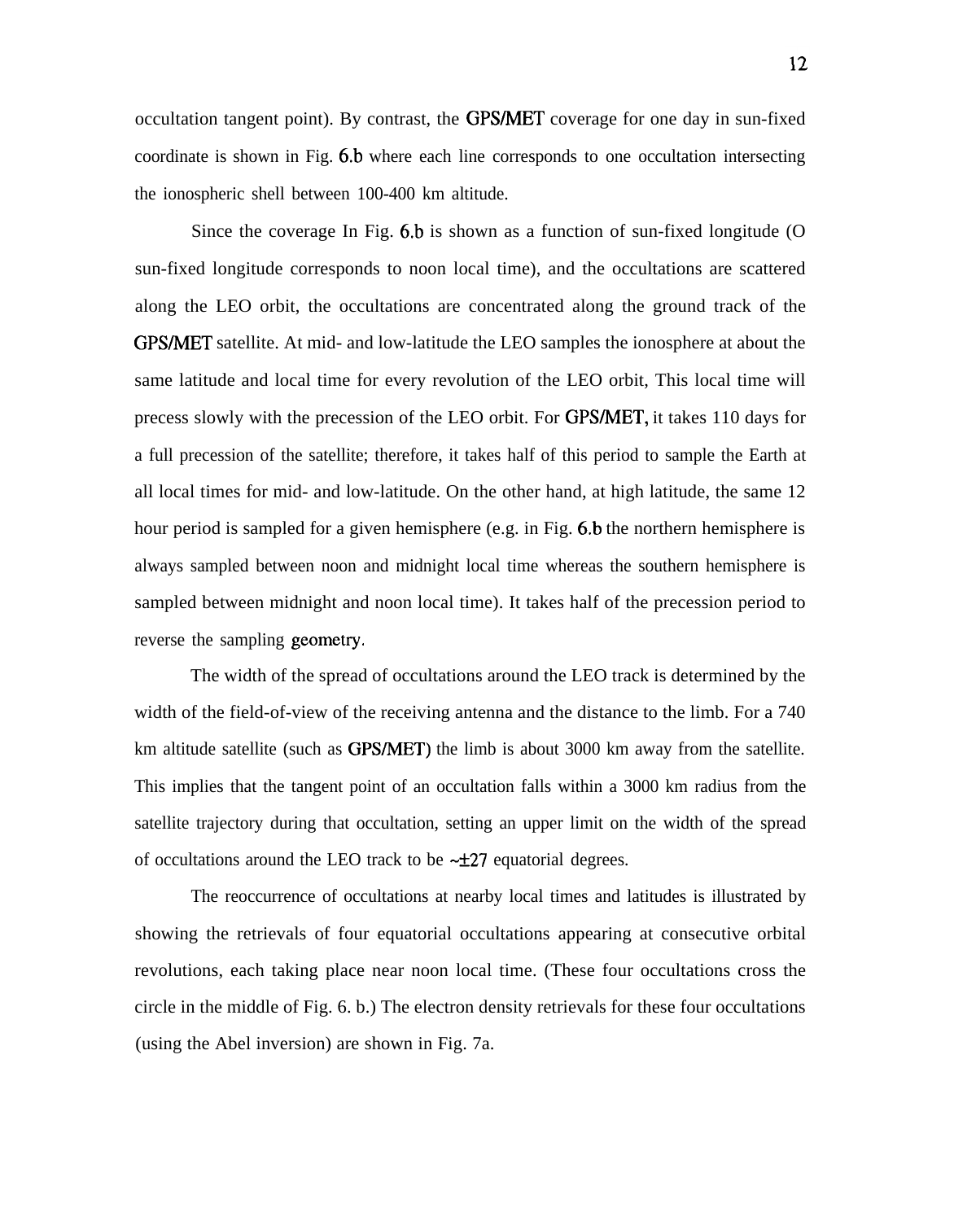occultation tangent point). By contrast, the GPS/MET coverage for one day in sun-fixed coordinate is shown in Fig. 6.b where each line corresponds to one occultation intersecting the ionospheric shell between 100-400 km altitude.

Since the coverage In Fig. 6.b is shown as a function of sun-fixed longitude (O sun-fixed longitude corresponds to noon local time), and the occultations are scattered along the LEO orbit, the occultations are concentrated along the ground track of the GPS/MET satellite. At mid- and low-latitude the LEO samples the ionosphere at about the same latitude and local time for every revolution of the LEO orbit, This local time will precess slowly with the precession of the LEO orbit. For GPS/MET, it takes 110 days for a full precession of the satellite; therefore, it takes half of this period to sample the Earth at all local times for mid- and low-latitude. On the other hand, at high latitude, the same 12 hour period is sampled for a given hemisphere (e.g. in Fig. 6.b the northern hemisphere is always sampled between noon and midnight local time whereas the southern hemisphere is sampled between midnight and noon local time). It takes half of the precession period to reverse the sampling geometry.

The width of the spread of occultations around the LEO track is determined by the width of the field-of-view of the receiving antenna and the distance to the limb. For a 740 km altitude satellite (such as GPS/MET) the limb is about 3000 km away from the satellite. This implies that the tangent point of an occultation falls within a 3000 km radius from the satellite trajectory during that occultation, setting an upper limit on the width of the spread of occultations around the LEO track to be $\sim\pm 27$ equatorial degrees.

The reoccurrence of occultations at nearby local times and latitudes is illustrated by showing the retrievals of four equatorial occultations appearing at consecutive orbital revolutions, each taking place near noon local time. (These four occultations cross the circle in the middle of Fig. 6. b.) The electron density retrievals for these four occultations (using the Abel inversion) are shown in Fig. 7a.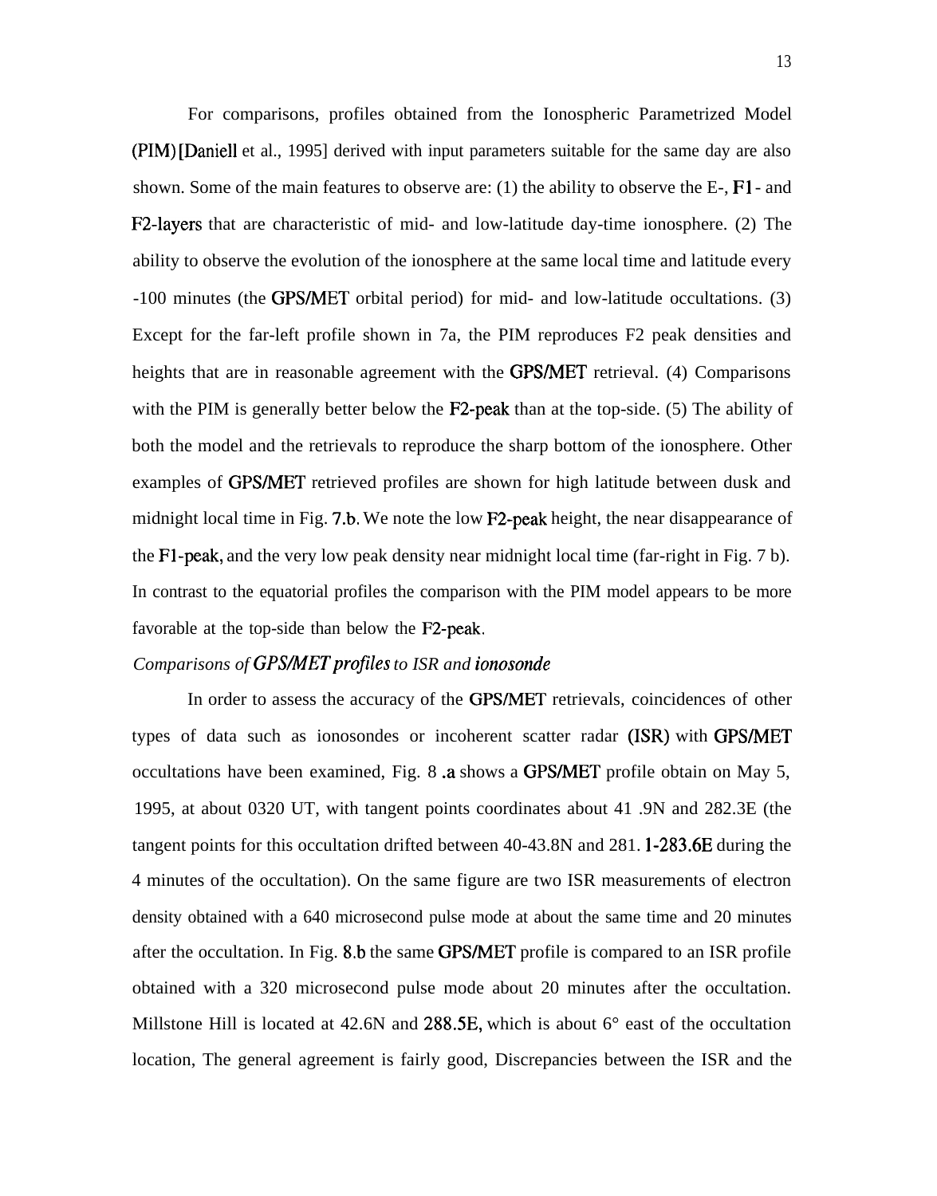For comparisons, profiles obtained from the Ionospheric Parametrized Model (PIM) [Daniell et al., 1995] derived with input parameters suitable for the same day are also shown. Some of the main features to observe are: (1) the ability to observe the E-, F1- and F2-layers that are characteristic of mid- and low-latitude day-time ionosphere. (2) The ability to observe the evolution of the ionosphere at the same local time and latitude every -100 minutes (the GPS/MET orbital period) for mid- and low-latitude occultations. (3) Except for the far-left profile shown in 7a, the PIM reproduces F2 peak densities and heights that are in reasonable agreement with the GPS/MET retrieval. (4) Comparisons with the PIM is generally better below the F2-peak than at the top-side. (5) The ability of both the model and the retrievals to reproduce the sharp bottom of the ionosphere. Other examples of GPS/MET retrieved profiles are shown for high latitude between dusk and midnight local time in Fig. 7.b. We note the low F2-peak height, the near disappearance of the F1-peak, and the very low peak density near midnight local time (far-right in Fig. 7 b). In contrast to the equatorial profiles the comparison with the PIM model appears to be more favorable at the top-side than below the F2-peak.

*Comparisons of GPS/MET profiles to ISR and ionosonde*

In order to assess the accuracy of the GPS/MET retrievals, coincidences of other types of data such as ionosondes or incoherent scatter radar (ISR) with GPS/MET occultations have been examined, Fig. 8 .a shows a GPS/MET profile obtain on May 5, 1995, at about 0320 UT, with tangent points coordinates about 41 .9N and 282.3E (the tangent points for this occultation drifted between 40-43.8N and 281. 1-283.6E during the 4 minutes of the occultation). On the same figure are two ISR measurements of electron density obtained with a 640 microsecond pulse mode at about the same time and 20 minutes after the occultation. In Fig. 8.b the same GPS/MET profile is compared to an ISR profile obtained with a 320 microsecond pulse mode about 20 minutes after the occultation. Millstone Hill is located at 42.6N and 288.5E, which is about 6° east of the occultation location, The general agreement is fairly good, Discrepancies between the ISR and the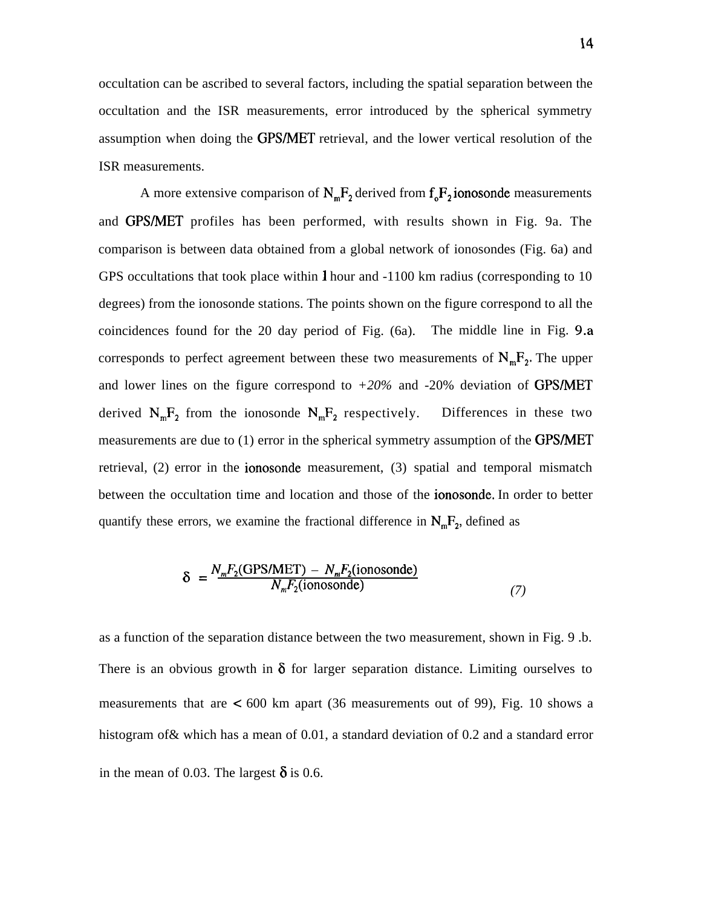occultation can be ascribed to several factors, including the spatial separation between the occultation and the ISR measurements, error introduced by the spherical symmetry assumption when doing the GPS/MET retrieval, and the lower vertical resolution of the ISR measurements.

A more extensive comparison of $N_mF_2$ derived from $f_oF_2$ ionosonde measurements and GPS/MET profiles has been performed, with results shown in Fig. 9a. The comparison is between data obtained from a global network of ionosondes (Fig. 6a) and GPS occultations that took place within 1 hour and -1100 km radius (corresponding to 10 degrees) from the ionosonde stations. The points shown on the figure correspond to all the coincidences found for the 20 day period of Fig. (6a). The middle line in Fig. 9.a corresponds to perfect agreement between these two measurements of $N_mF_2$. The upper and lower lines on the figure correspond to *+20%* and -20% deviation of GPS/MET derived $N_mF_2$ from the ionosonde $N_mF_2$ respectively. Differences in these two measurements are due to (1) error in the spherical symmetry assumption of the GPS/MET retrieval, (2) error in the ionosonde measurement, (3) spatial and temporal mismatch between the occultation time and location and those of the ionosonde. In order to better quantify these errors, we examine the fractional difference in $N_mF_2$, defined as

$$\delta = \frac{N_mF_2(\text{GPS/MET}) - N_mF_2(\text{ionosonde})}{N_mF_2(\text{ionosonde})} \tag{7}$$

as a function of the separation distance between the two measurement, shown in Fig. 9 .b. There is an obvious growth in $\delta$ for larger separation distance. Limiting ourselves to measurements that are < 600 km apart (36 measurements out of 99), Fig. 10 shows a histogram of& which has a mean of 0.01, a standard deviation of 0.2 and a standard error in the mean of 0.03. The largest $\delta$ is 0.6.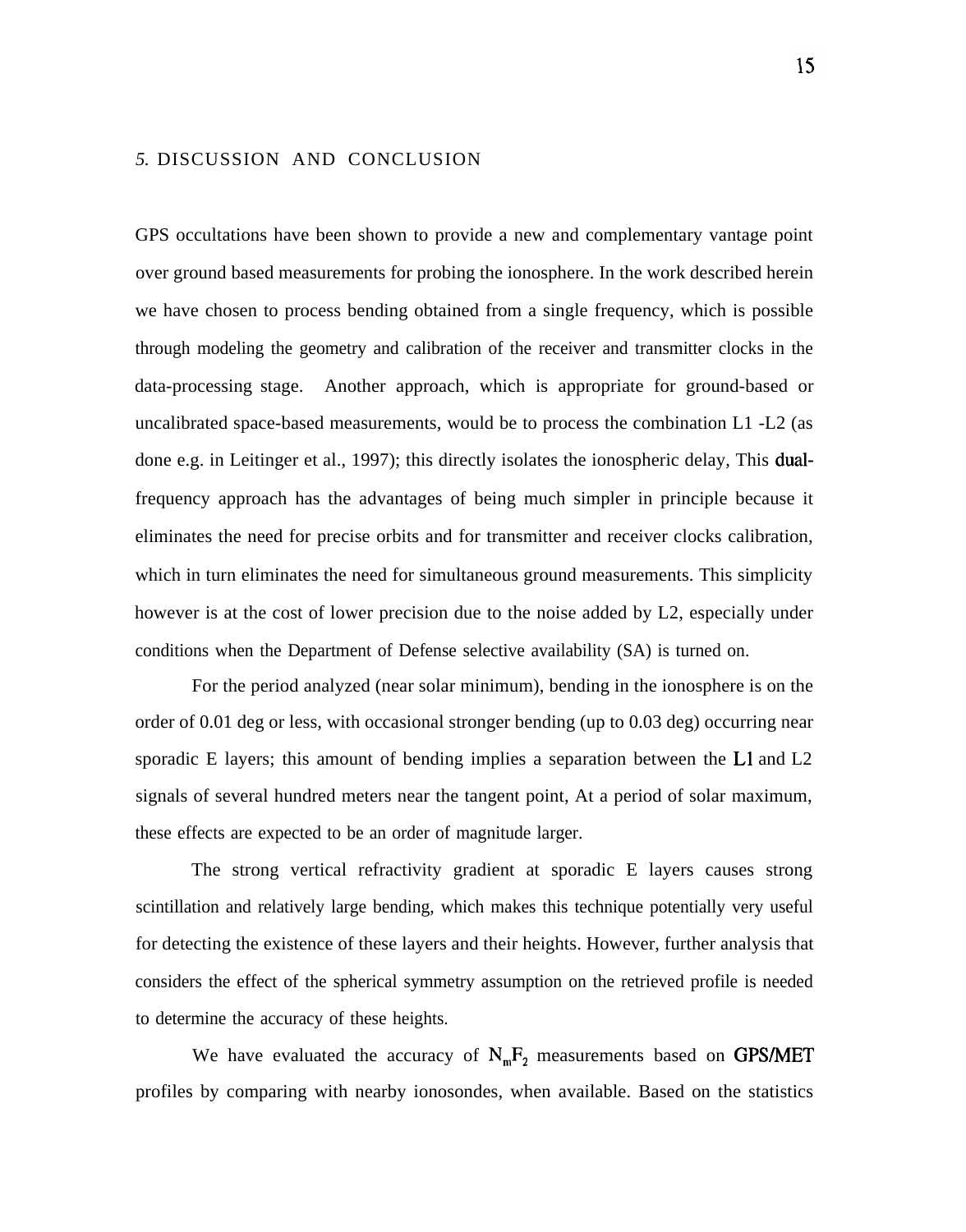## 5. DISCUSSION AND CONCLUSION

GPS occultations have been shown to provide a new and complementary vantage point over ground based measurements for probing the ionosphere. In the work described herein we have chosen to process bending obtained from a single frequency, which is possible through modeling the geometry and calibration of the receiver and transmitter clocks in the data-processing stage. Another approach, which is appropriate for ground-based or uncalibrated space-based measurements, would be to process the combination L1 -L2 (as done e.g. in Leitinger et al., 1997); this directly isolates the ionospheric delay, This dual-frequency approach has the advantages of being much simpler in principle because it eliminates the need for precise orbits and for transmitter and receiver clocks calibration, which in turn eliminates the need for simultaneous ground measurements. This simplicity however is at the cost of lower precision due to the noise added by L2, especially under conditions when the Department of Defense selective availability (SA) is turned on.

For the period analyzed (near solar minimum), bending in the ionosphere is on the order of 0.01 deg or less, with occasional stronger bending (up to 0.03 deg) occurring near sporadic E layers; this amount of bending implies a separation between the L1 and L2 signals of several hundred meters near the tangent point, At a period of solar maximum, these effects are expected to be an order of magnitude larger.

The strong vertical refractivity gradient at sporadic E layers causes strong scintillation and relatively large bending, which makes this technique potentially very useful for detecting the existence of these layers and their heights. However, further analysis that considers the effect of the spherical symmetry assumption on the retrieved profile is needed to determine the accuracy of these heights.

We have evaluated the accuracy of $N_mF_2$ measurements based on GPS/MET profiles by comparing with nearby ionosondes, when available. Based on the statistics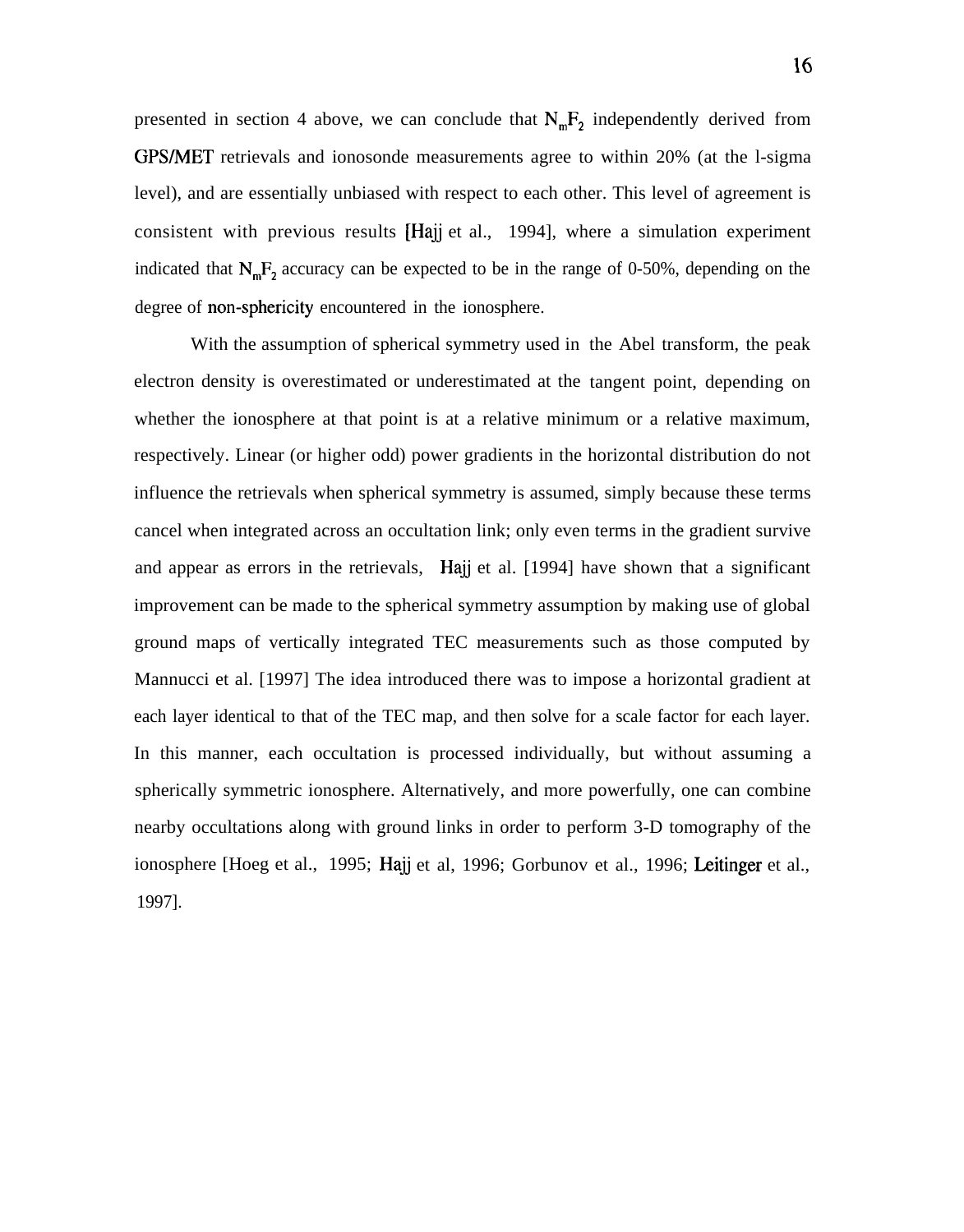presented in section 4 above, we can conclude that $N_mF_2$ independently derived from GPS/MET retrievals and ionosonde measurements agree to within 20% (at the l-sigma level), and are essentially unbiased with respect to each other. This level of agreement is consistent with previous results [Hajj et al., 1994], where a simulation experiment indicated that $N_mF_2$ accuracy can be expected to be in the range of 0-50%, depending on the degree of non-sphericity encountered in the ionosphere.

With the assumption of spherical symmetry used in the Abel transform, the peak electron density is overestimated or underestimated at the tangent point, depending on whether the ionosphere at that point is at a relative minimum or a relative maximum, respectively. Linear (or higher odd) power gradients in the horizontal distribution do not influence the retrievals when spherical symmetry is assumed, simply because these terms cancel when integrated across an occultation link; only even terms in the gradient survive and appear as errors in the retrievals, Hajj et al. [1994] have shown that a significant improvement can be made to the spherical symmetry assumption by making use of global ground maps of vertically integrated TEC measurements such as those computed by Mannucci et al. [1997] The idea introduced there was to impose a horizontal gradient at each layer identical to that of the TEC map, and then solve for a scale factor for each layer. In this manner, each occultation is processed individually, but without assuming a spherically symmetric ionosphere. Alternatively, and more powerfully, one can combine nearby occultations along with ground links in order to perform 3-D tomography of the ionosphere [Hoeg et al., 1995; Hajj et al, 1996; Gorbunov et al., 1996; Leitinger et al., 1997].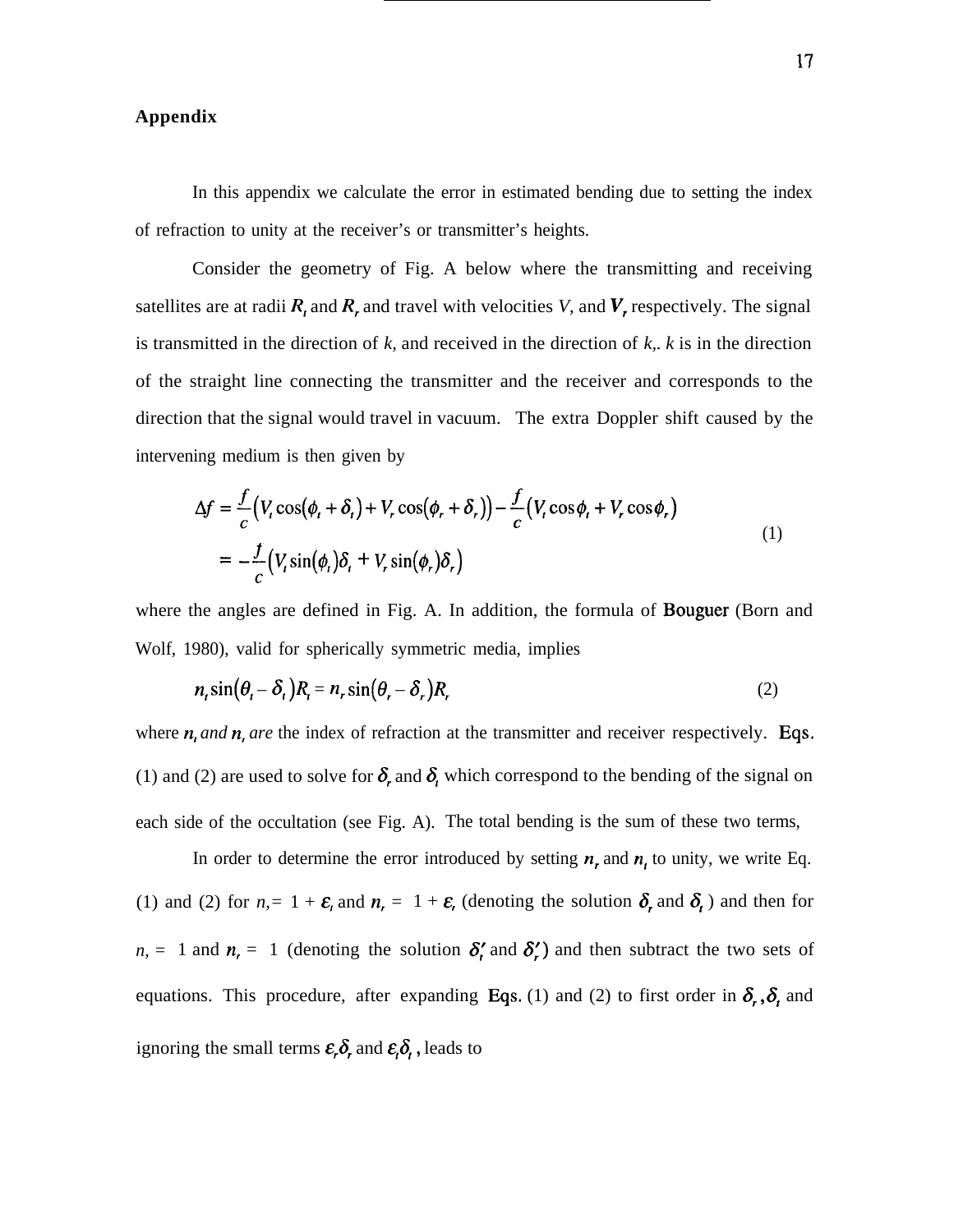## Appendix

In this appendix we calculate the error in estimated bending due to setting the index of refraction to unity at the receiver's or transmitter's heights.

Consider the geometry of Fig. A below where the transmitting and receiving satellites are at radii $R_t$ and $R_r$ and travel with velocities $V_t$ and $V_r$ respectively. The signal is transmitted in the direction of $k_t$ and received in the direction of $k_r$. $k$ is in the direction of the straight line connecting the transmitter and the receiver and corresponds to the direction that the signal would travel in vacuum. The extra Doppler shift caused by the intervening medium is then given by

$$
\begin{aligned}
\Delta f &= \frac{f}{c}\left(V_t \cos(\phi_t + \delta_t) + V_r \cos(\phi_r + \delta_r)\right) - \frac{f}{c}\left(V_t \cos\phi_t + V_r \cos\phi_r\right) \\
&= -\frac{f}{c}\left(V_t \sin(\phi_t)\delta_t + V_r \sin(\phi_r)\delta_r\right)
\end{aligned}
\tag{1}
$$

where the angles are defined in Fig. A. In addition, the formula of Bouguer (Born and Wolf, 1980), valid for spherically symmetric media, implies

$$
n_t \sin(\theta_t - \delta_t) R_t = n_r \sin(\theta_r - \delta_r) R_r \tag{2}
$$

where $n_t$ *and* $n_r$ *are* the index of refraction at the transmitter and receiver respectively. Eqs. (1) and (2) are used to solve for $\delta_r$ and $\delta_t$ which correspond to the bending of the signal on each side of the occultation (see Fig. A). The total bending is the sum of these two terms,

In order to determine the error introduced by setting $n_r$ and $n_t$ to unity, we write Eq. (1) and (2) for $n_t = 1 + \varepsilon_t$ and $n_r = 1 + \varepsilon_r$ (denoting the solution $\delta_r$ and $\delta_t$ ) and then for $n_t = 1$ and $n_r = 1$ (denoting the solution $\delta_t'$ and $\delta_r'$) and then subtract the two sets of equations. This procedure, after expanding Eqs. (1) and (2) to first order in $\delta_r, \delta_t$ and ignoring the small terms $\varepsilon_r\delta_r$ and $\varepsilon_t\delta_t$, leads to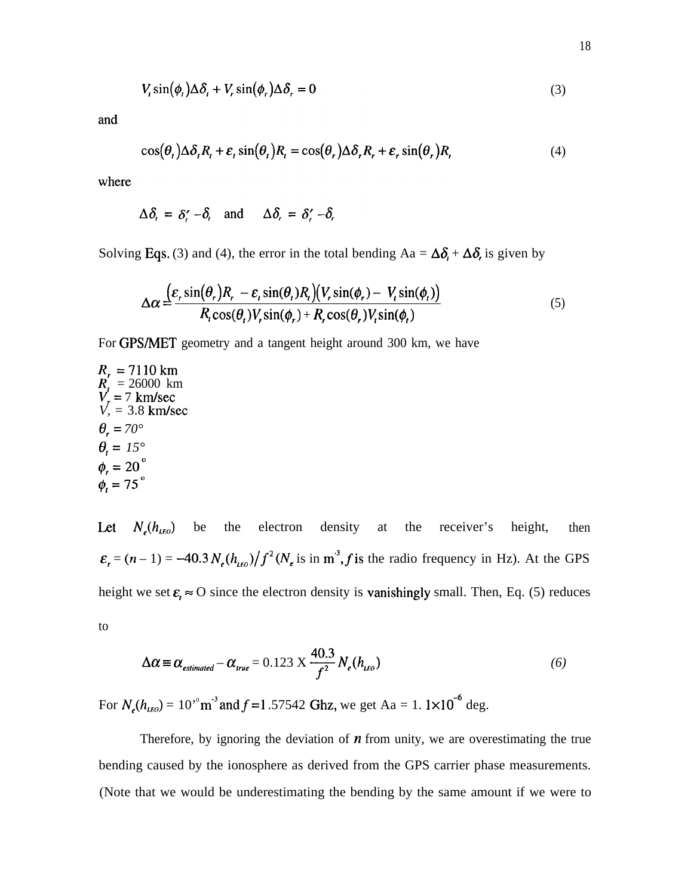$$V_t \sin(\phi_t)\Delta\delta_t + V_r \sin(\phi_r)\Delta\delta_r = 0 \tag{3}$$

and

$$\cos(\theta_t)\Delta\delta_t R_t + \varepsilon_t \sin(\theta_t) R_t = \cos(\theta_r)\Delta\delta_r R_r + \varepsilon_r \sin(\theta_r) R_r \tag{4}$$

where

$$\Delta\delta_t = \delta_t' - \delta_t \quad \text{and} \quad \Delta\delta_r = \delta_r' - \delta_r$$

Solving Eqs. (3) and (4), the error in the total bending Aa = $\Delta\delta_t + \Delta\delta_r$ is given by

$$\Delta\alpha = \frac{\left(\varepsilon_r \sin(\theta_r) R_r - \varepsilon_t \sin(\theta_t) R_t\right)\left(V_r \sin(\phi_r) - V_t \sin(\phi_t)\right)}{R_t \cos(\theta_t) V_r \sin(\phi_r) + R_r \cos(\theta_r) V_t \sin(\phi_t)} \tag{5}$$

For GPS/MET geometry and a tangent height around 300 km, we have

$R_r$ = 7110 km
$R_t$ = 26000 km
$V_r$ = 7 km/sec
$V_t$ = 3.8 km/sec
$\theta_r = 70°$
$\theta_t = 15°$
$\phi_r = 20°$
$\phi_t = 75°$

Let $N_e(h_{LEO})$ be the electron density at the receiver's height, then $\varepsilon_r = (n - 1) = -40.3\, N_e(h_{LEO})/f^2$ ($N_e$ is in $m^{-3}$, $f$ is the radio frequency in Hz). At the GPS height we set $\varepsilon_t \approx 0$ since the electron density is vanishingly small. Then, Eq. (5) reduces to

$$\Delta\alpha \equiv \alpha_{estimated} - \alpha_{true} = 0.123 \times \frac{40.3}{f^2} N_e(h_{LEO}) \tag{6}$$

For $N_e(h_{LEO}) = 10^{10}$ $m^{-3}$ and $f$ =1.57542 Ghz, we get Aa = 1. $1\times10^{-6}$ deg.

Therefore, by ignoring the deviation of $n$ from unity, we are overestimating the true bending caused by the ionosphere as derived from the GPS carrier phase measurements. (Note that we would be underestimating the bending by the same amount if we were to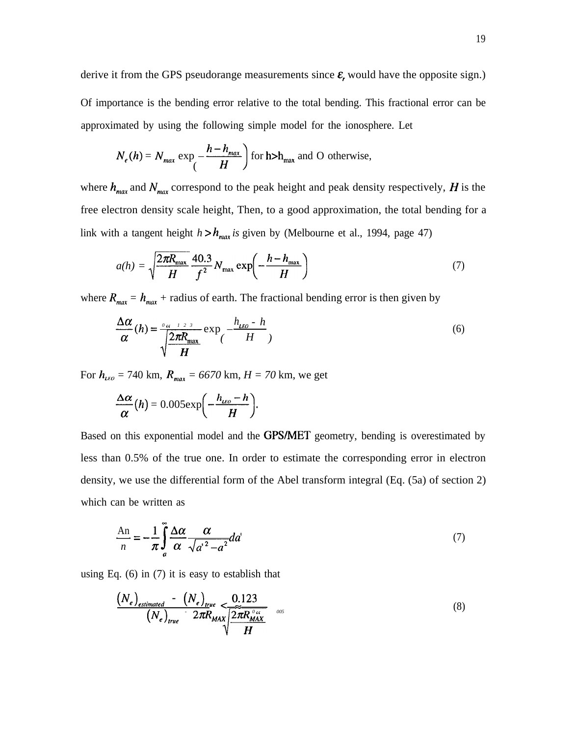derive it from the GPS pseudorange measurements since $\varepsilon_r$ would have the opposite sign.)

Of importance is the bending error relative to the total bending. This fractional error can be approximated by using the following simple model for the ionosphere. Let

$$N_e(h) = N_{max} \exp\left(-\frac{h - h_{max}}{H}\right) \text{ for } h > h_{max} \text{ and O otherwise,}$$

where $h_{max}$ and $N_{max}$ correspond to the peak height and peak density respectively, $H$ is the free electron density scale height, Then, to a good approximation, the total bending for a link with a tangent height $h > h_{max}$ *is* given by (Melbourne et al., 1994, page 47)

$$a(h) = \sqrt{\frac{2\pi R_{\max}}{H}}\frac{40.3}{f^2}N_{\max}\exp\left(-\frac{h - h_{\max}}{H}\right) \tag{7}$$

where $R_{max}$ = $h_{max}$ + radius of earth. The fractional bending error is then given by

$$\frac{\Delta\alpha}{\alpha}(h) = \frac{0\,\text{“}\quad 1\ \ 2\ \ 3}{\sqrt{\frac{2\pi R_{\max}}{H}}}\exp\left(-\frac{h_{LEO} - h}{H}\right) \tag{6}$$

For $h_{LEO}$ = 740 km, $R_{max}$ = *6670* km, *H = 70* km, we get

$$\frac{\Delta\alpha}{\alpha}(h) = 0.005\exp\left(-\frac{h_{LEO} - h}{H}\right).$$

Based on this exponential model and the GPS/MET geometry, bending is overestimated by less than 0.5% of the true one. In order to estimate the corresponding error in electron density, we use the differential form of the Abel transform integral (Eq. (5a) of section 2) which can be written as

$$\frac{\text{An}}{n} = -\frac{1}{\pi}\int_a^\infty \frac{\Delta\alpha}{\alpha}\frac{\alpha}{\sqrt{a'^2 - a^2}}da' \tag{7}$$

using Eq. (6) in (7) it is easy to establish that

$$\frac{(N_e)_{estimated} - (N_e)_{true}}{(N_e)_{true}} < \frac{0.123}{2\pi R_{MAX}\sqrt{\frac{2\pi R_{MAX}^{\,0\,\text{“}}}{H}}} \approx 005 \tag{8}$$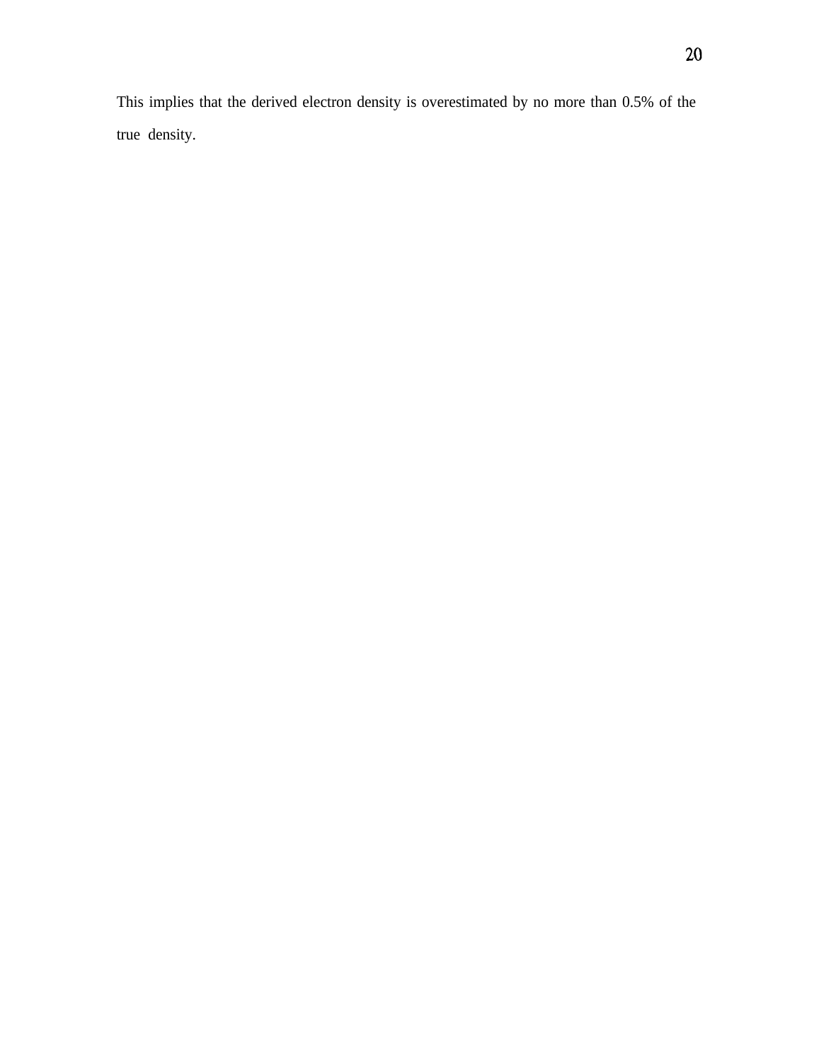This implies that the derived electron density is overestimated by no more than 0.5% of the true density.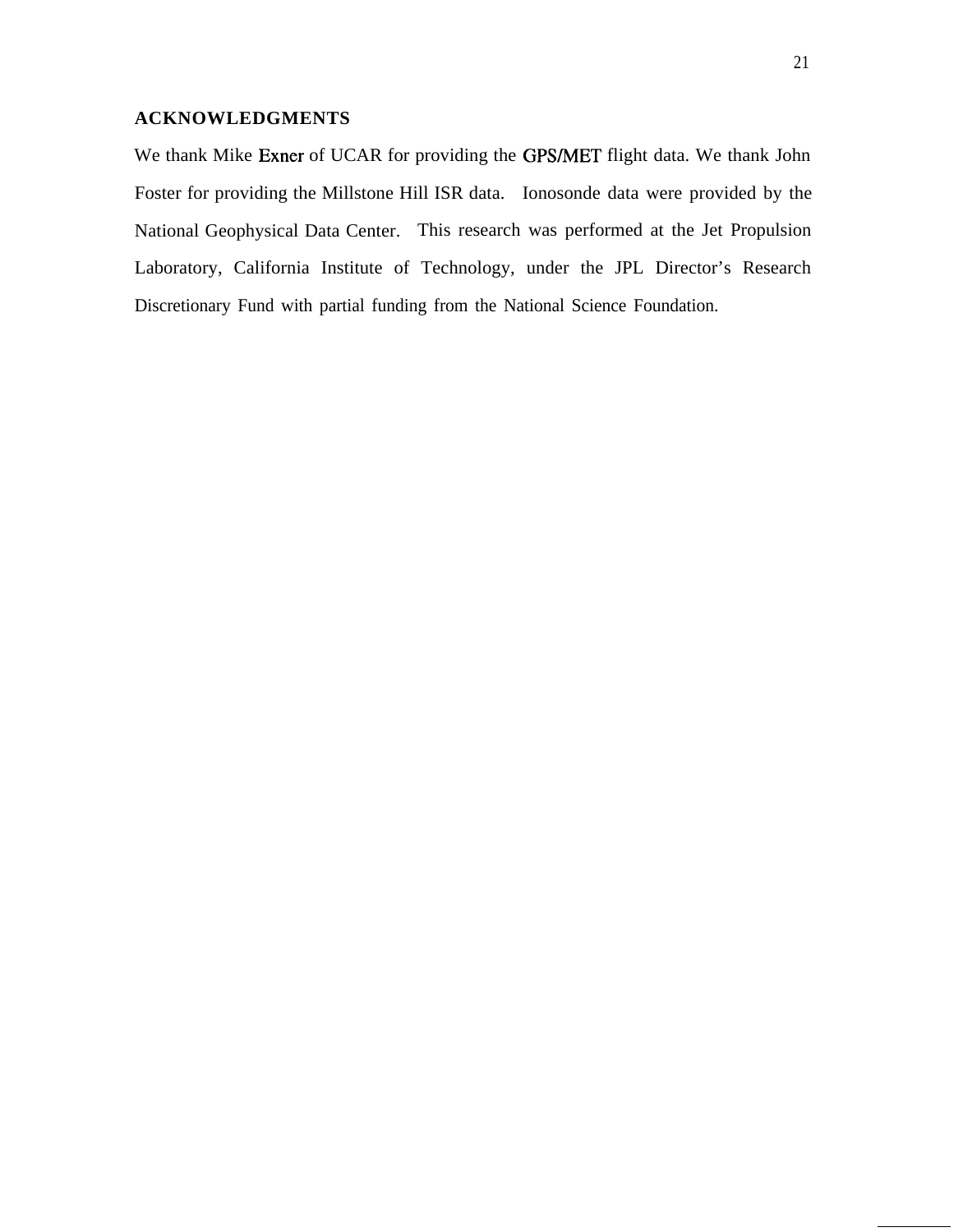## ACKNOWLEDGMENTS

We thank Mike Exner of UCAR for providing the GPS/MET flight data. We thank John Foster for providing the Millstone Hill ISR data. Ionosonde data were provided by the National Geophysical Data Center. This research was performed at the Jet Propulsion Laboratory, California Institute of Technology, under the JPL Director's Research Discretionary Fund with partial funding from the National Science Foundation.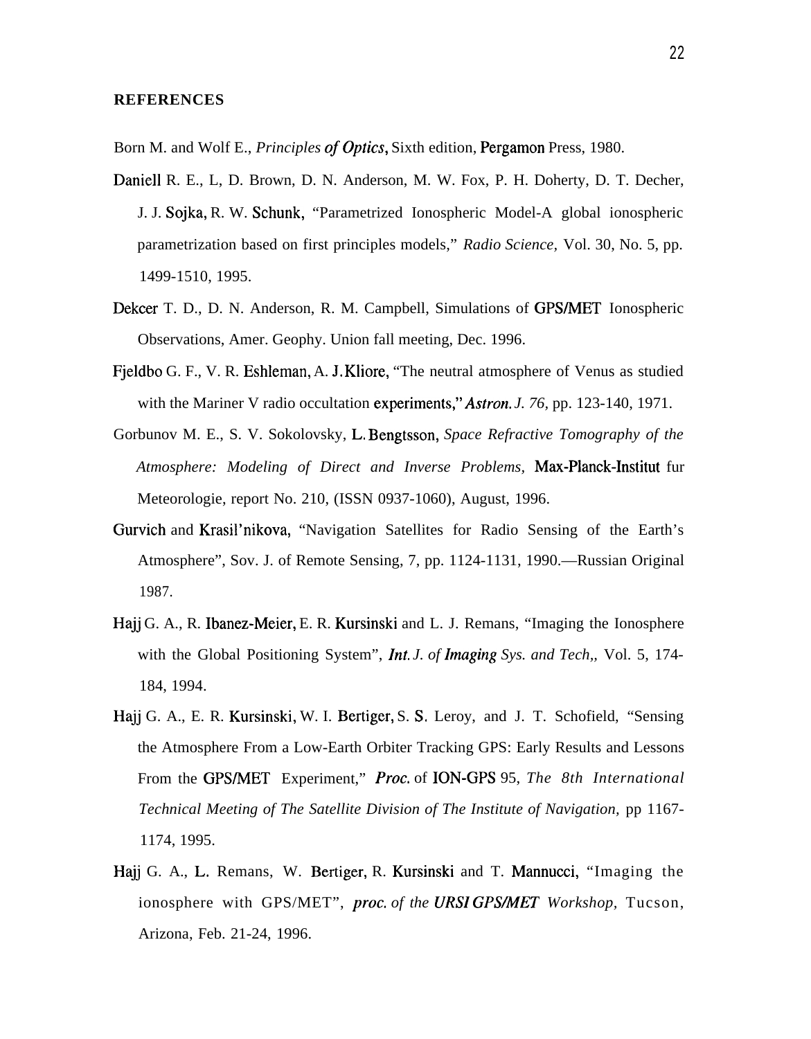**REFERENCES**

Born M. and Wolf E., *Principles of Optics*, Sixth edition, Pergamon Press, 1980.

Daniell R. E., L, D. Brown, D. N. Anderson, M. W. Fox, P. H. Doherty, D. T. Decher, J. J. Sojka, R. W. Schunk, "Parametrized Ionospheric Model-A global ionospheric parametrization based on first principles models," *Radio Science,* Vol. 30, No. 5, pp. 1499-1510, 1995.

Dekcer T. D., D. N. Anderson, R. M. Campbell, Simulations of GPS/MET Ionospheric Observations, Amer. Geophy. Union fall meeting, Dec. 1996.

Fjeldbo G. F., V. R. Eshleman, A. J. Kliore, "The neutral atmosphere of Venus as studied with the Mariner V radio occultation experiments," *Astron. J. 76,* pp. 123-140, 1971.

Gorbunov M. E., S. V. Sokolovsky, L. Bengtsson, *Space Refractive Tomography of the Atmosphere: Modeling of Direct and Inverse Problems,* Max-Planck-Institut fur Meteorologie, report No. 210, (ISSN 0937-1060), August, 1996.

Gurvich and Krasil'nikova, "Navigation Satellites for Radio Sensing of the Earth's Atmosphere", Sov. J. of Remote Sensing, 7, pp. 1124-1131, 1990.—Russian Original 1987.

Hajj G. A., R. Ibanez-Meier, E. R. Kursinski and L. J. Remans, "Imaging the Ionosphere with the Global Positioning System", *Int. J. of Imaging Sys. and Tech,,* Vol. 5, 174-184, 1994.

Hajj G. A., E. R. Kursinski, W. I. Bertiger, S. S. Leroy, and J. T. Schofield, "Sensing the Atmosphere From a Low-Earth Orbiter Tracking GPS: Early Results and Lessons From the GPS/MET Experiment," *Proc.* of ION-GPS 95, *The 8th International Technical Meeting of The Satellite Division of The Institute of Navigation,* pp 1167-1174, 1995.

Hajj G. A., L. Remans, W. Bertiger, R. Kursinski and T. Mannucci, "Imaging the ionosphere with GPS/MET", *proc. of the URSI GPS/MET Workshop*, Tucson, Arizona, Feb. 21-24, 1996.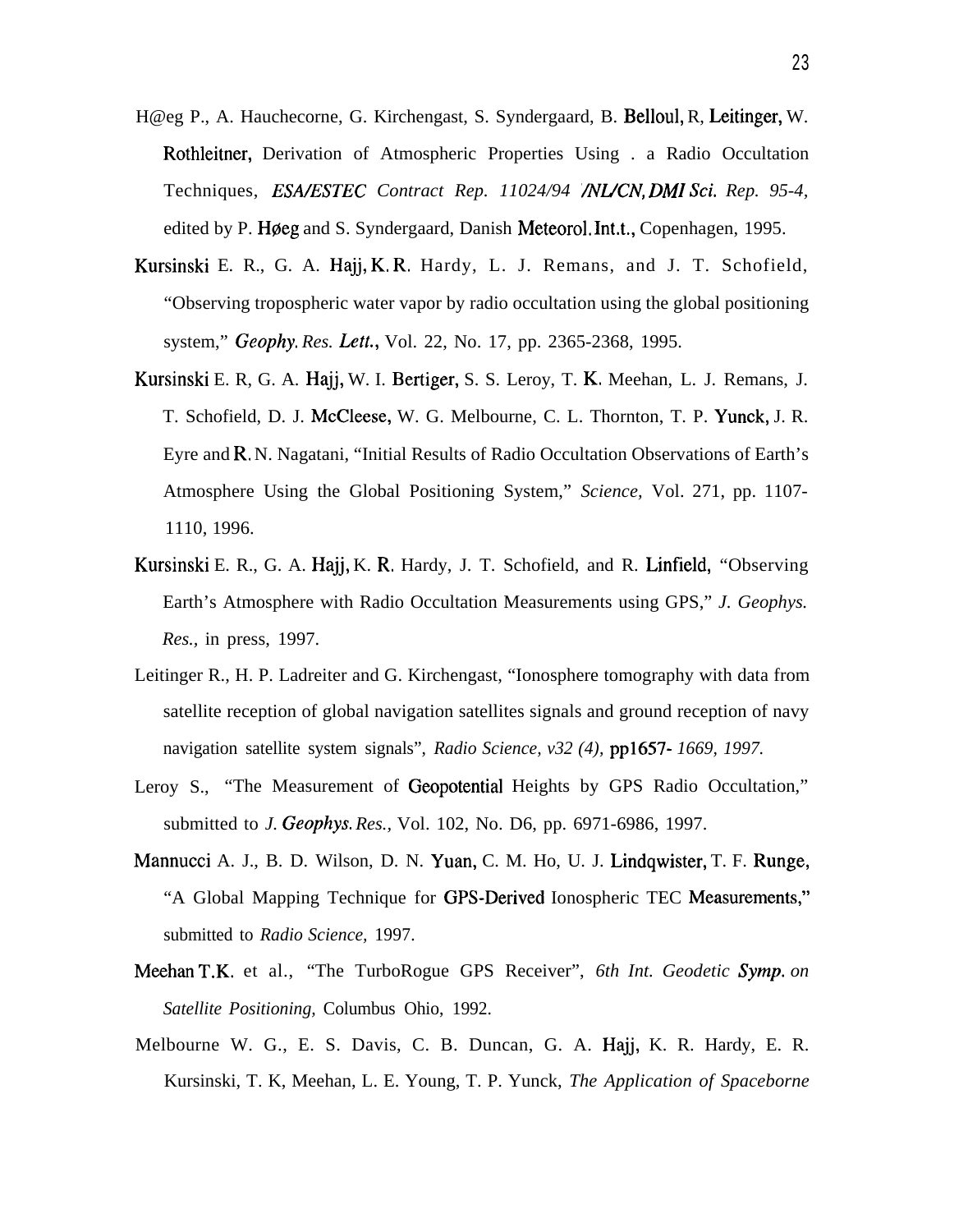H@eg P., A. Hauchecorne, G. Kirchengast, S. Syndergaard, B. Belloul, R, Leitinger, W. Rothleitner, Derivation of Atmospheric Properties Using . a Radio Occultation Techniques, *ESA/ESTEC Contract Rep. 11024/94 /NL/CN, DMI Sci. Rep. 95-4,* edited by P. Høeg and S. Syndergaard, Danish Meteorol. Int.t., Copenhagen, 1995.

Kursinski E. R., G. A. Hajj, K. R. Hardy, L. J. Remans, and J. T. Schofield, "Observing tropospheric water vapor by radio occultation using the global positioning system," *Geophy. Res. Lett.*, Vol. 22, No. 17, pp. 2365-2368, 1995.

Kursinski E. R, G. A. Hajj, W. I. Bertiger, S. S. Leroy, T. K. Meehan, L. J. Remans, J. T. Schofield, D. J. McCleese, W. G. Melbourne, C. L. Thornton, T. P. Yunck, J. R. Eyre and R. N. Nagatani, "Initial Results of Radio Occultation Observations of Earth's Atmosphere Using the Global Positioning System," *Science,* Vol. 271, pp. 1107-1110, 1996.

Kursinski E. R., G. A. Hajj, K. R. Hardy, J. T. Schofield, and R. Linfield, "Observing Earth's Atmosphere with Radio Occultation Measurements using GPS," *J. Geophys. Res.,* in press, 1997.

Leitinger R., H. P. Ladreiter and G. Kirchengast, "Ionosphere tomography with data from satellite reception of global navigation satellites signals and ground reception of navy navigation satellite system signals", *Radio Science, v32 (4),* pp1657- *1669, 1997.*

Leroy S., "The Measurement of Geopotential Heights by GPS Radio Occultation," submitted to *J. Geophys. Res.,* Vol. 102, No. D6, pp. 6971-6986, 1997.

Mannucci A. J., B. D. Wilson, D. N. Yuan, C. M. Ho, U. J. Lindqwister, T. F. Runge, "A Global Mapping Technique for GPS-Derived Ionospheric TEC Measurements," submitted to *Radio Science,* 1997.

Meehan T.K. et al., "The TurboRogue GPS Receiver", *6th Int. Geodetic Symp. on Satellite Positioning,* Columbus Ohio, 1992.

Melbourne W. G., E. S. Davis, C. B. Duncan, G. A. Hajj, K. R. Hardy, E. R. Kursinski, T. K, Meehan, L. E. Young, T. P. Yunck, *The Application of Spaceborne*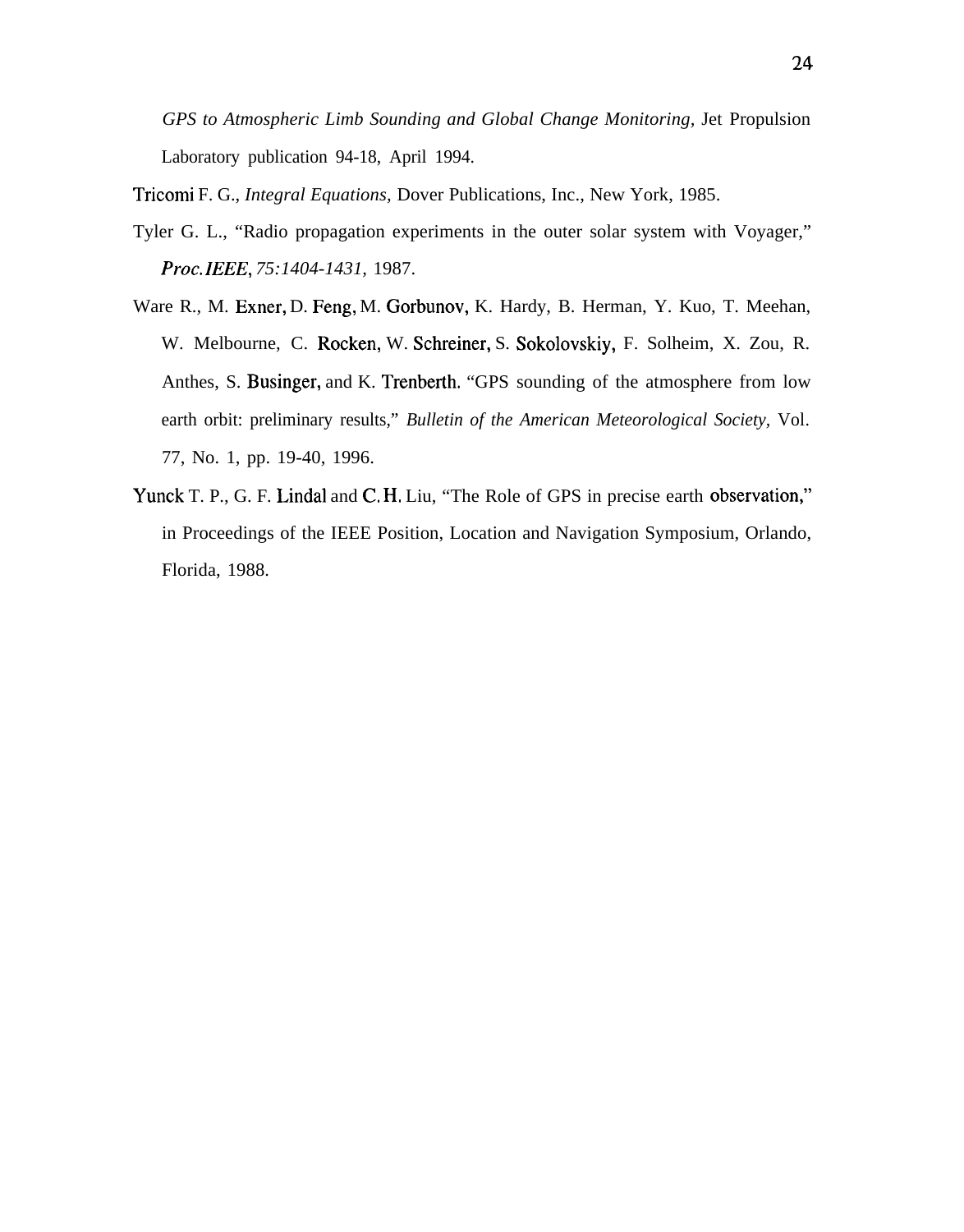*GPS to Atmospheric Limb Sounding and Global Change Monitoring*, Jet Propulsion Laboratory publication 94-18, April 1994.

Tricomi F. G., *Integral Equations,* Dover Publications, Inc., New York, 1985.

Tyler G. L., "Radio propagation experiments in the outer solar system with Voyager," *Proc. IEEE, 75:1404-1431*, 1987.

Ware R., M. Exner, D. Feng, M. Gorbunov, K. Hardy, B. Herman, Y. Kuo, T. Meehan, W. Melbourne, C. Rocken, W. Schreiner, S. Sokolovskiy, F. Solheim, X. Zou, R. Anthes, S. Businger, and K. Trenberth. "GPS sounding of the atmosphere from low earth orbit: preliminary results," *Bulletin of the American Meteorological Society*, Vol. 77, No. 1, pp. 19-40, 1996.

Yunck T. P., G. F. Lindal and C. H. Liu, "The Role of GPS in precise earth observation," in Proceedings of the IEEE Position, Location and Navigation Symposium, Orlando, Florida, 1988.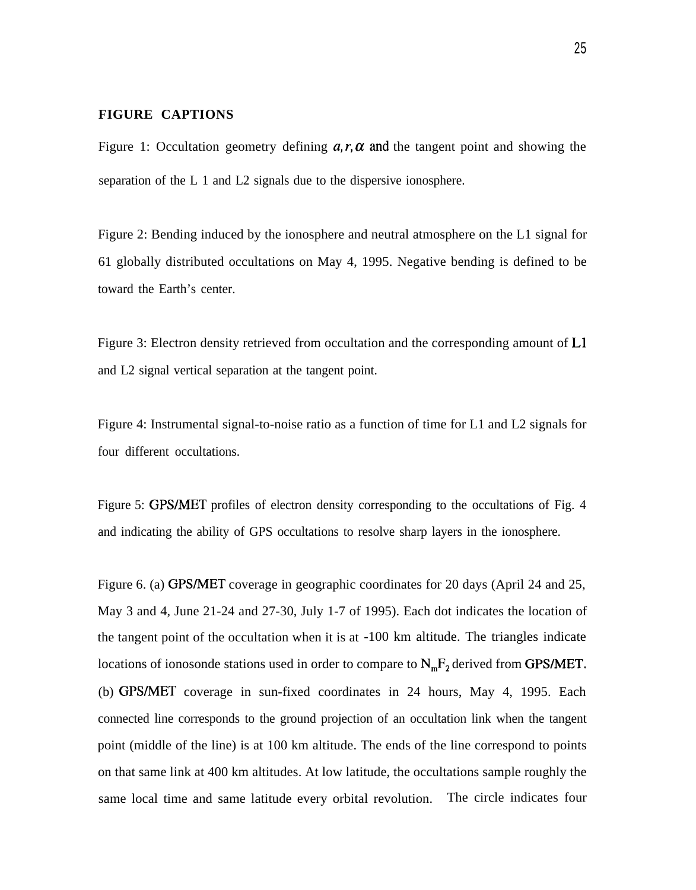**FIGURE CAPTIONS**

Figure 1: Occultation geometry defining $a, r, \alpha$ and the tangent point and showing the separation of the L 1 and L2 signals due to the dispersive ionosphere.

Figure 2: Bending induced by the ionosphere and neutral atmosphere on the L1 signal for 61 globally distributed occultations on May 4, 1995. Negative bending is defined to be toward the Earth's center.

Figure 3: Electron density retrieved from occultation and the corresponding amount of L1 and L2 signal vertical separation at the tangent point.

Figure 4: Instrumental signal-to-noise ratio as a function of time for L1 and L2 signals for four different occultations.

Figure 5: GPS/MET profiles of electron density corresponding to the occultations of Fig. 4 and indicating the ability of GPS occultations to resolve sharp layers in the ionosphere.

Figure 6. (a) GPS/MET coverage in geographic coordinates for 20 days (April 24 and 25, May 3 and 4, June 21-24 and 27-30, July 1-7 of 1995). Each dot indicates the location of the tangent point of the occultation when it is at -100 km altitude. The triangles indicate locations of ionosonde stations used in order to compare to $N_mF_2$ derived from GPS/MET. (b) GPS/MET coverage in sun-fixed coordinates in 24 hours, May 4, 1995. Each connected line corresponds to the ground projection of an occultation link when the tangent point (middle of the line) is at 100 km altitude. The ends of the line correspond to points on that same link at 400 km altitudes. At low latitude, the occultations sample roughly the same local time and same latitude every orbital revolution. The circle indicates four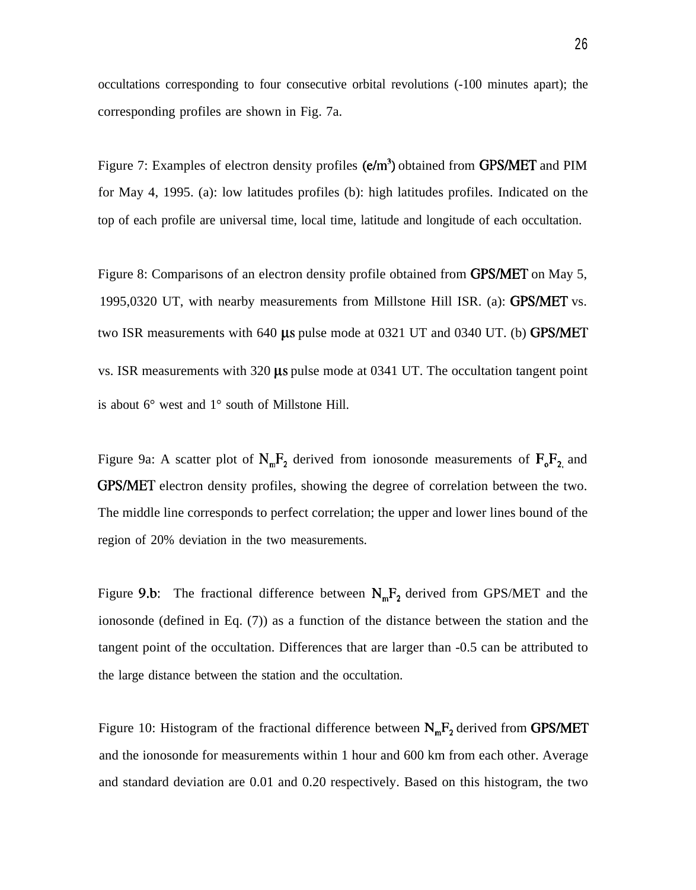occultations corresponding to four consecutive orbital revolutions (-100 minutes apart); the corresponding profiles are shown in Fig. 7a.

Figure 7: Examples of electron density profiles ($e/m^3$) obtained from GPS/MET and PIM for May 4, 1995. (a): low latitudes profiles (b): high latitudes profiles. Indicated on the top of each profile are universal time, local time, latitude and longitude of each occultation.

Figure 8: Comparisons of an electron density profile obtained from GPS/MET on May 5, 1995,0320 UT, with nearby measurements from Millstone Hill ISR. (a): GPS/MET vs. two ISR measurements with 640 μs pulse mode at 0321 UT and 0340 UT. (b) GPS/MET vs. ISR measurements with 320 μs pulse mode at 0341 UT. The occultation tangent point is about 6° west and 1° south of Millstone Hill.

Figure 9a: A scatter plot of $N_mF_2$ derived from ionosonde measurements of $F_oF_2$ and GPS/MET electron density profiles, showing the degree of correlation between the two. The middle line corresponds to perfect correlation; the upper and lower lines bound of the region of 20% deviation in the two measurements.

Figure 9.b: The fractional difference between $N_mF_2$ derived from GPS/MET and the ionosonde (defined in Eq. (7)) as a function of the distance between the station and the tangent point of the occultation. Differences that are larger than -0.5 can be attributed to the large distance between the station and the occultation.

Figure 10: Histogram of the fractional difference between $N_mF_2$ derived from GPS/MET and the ionosonde for measurements within 1 hour and 600 km from each other. Average and standard deviation are 0.01 and 0.20 respectively. Based on this histogram, the two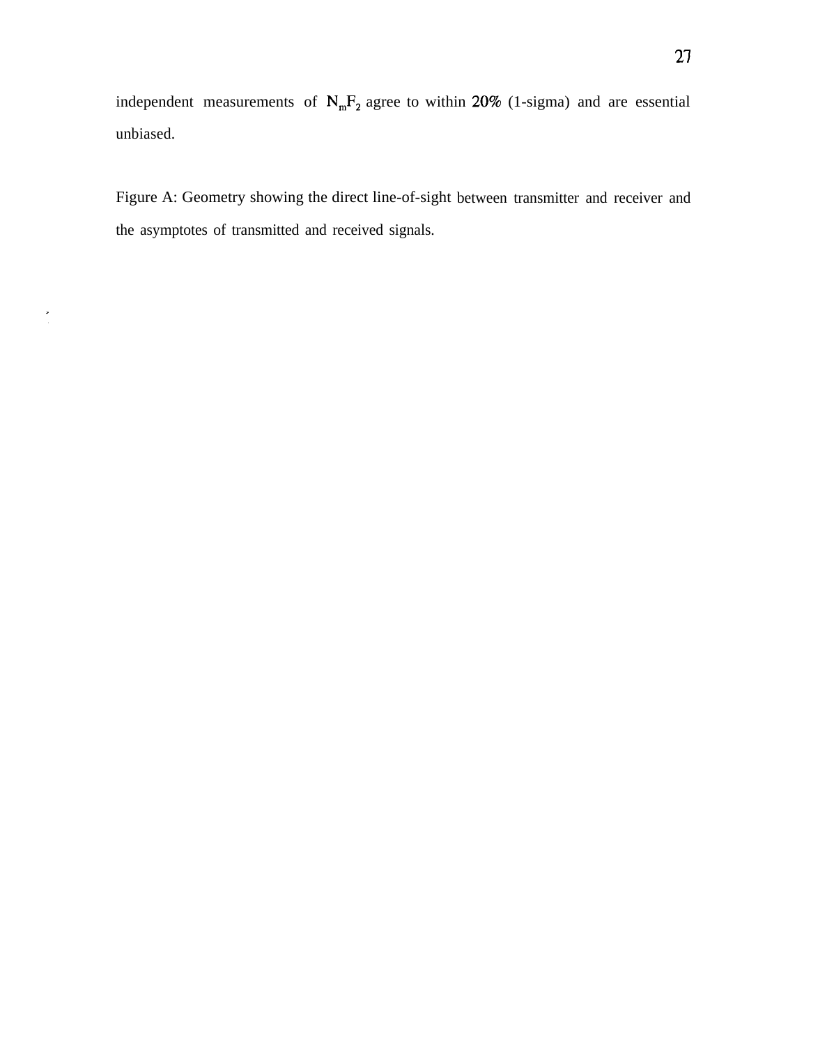independent measurements of $N_mF_2$ agree to within 20% (1-sigma) and are essential unbiased.

Figure A: Geometry showing the direct line-of-sight between transmitter and receiver and the asymptotes of transmitted and received signals.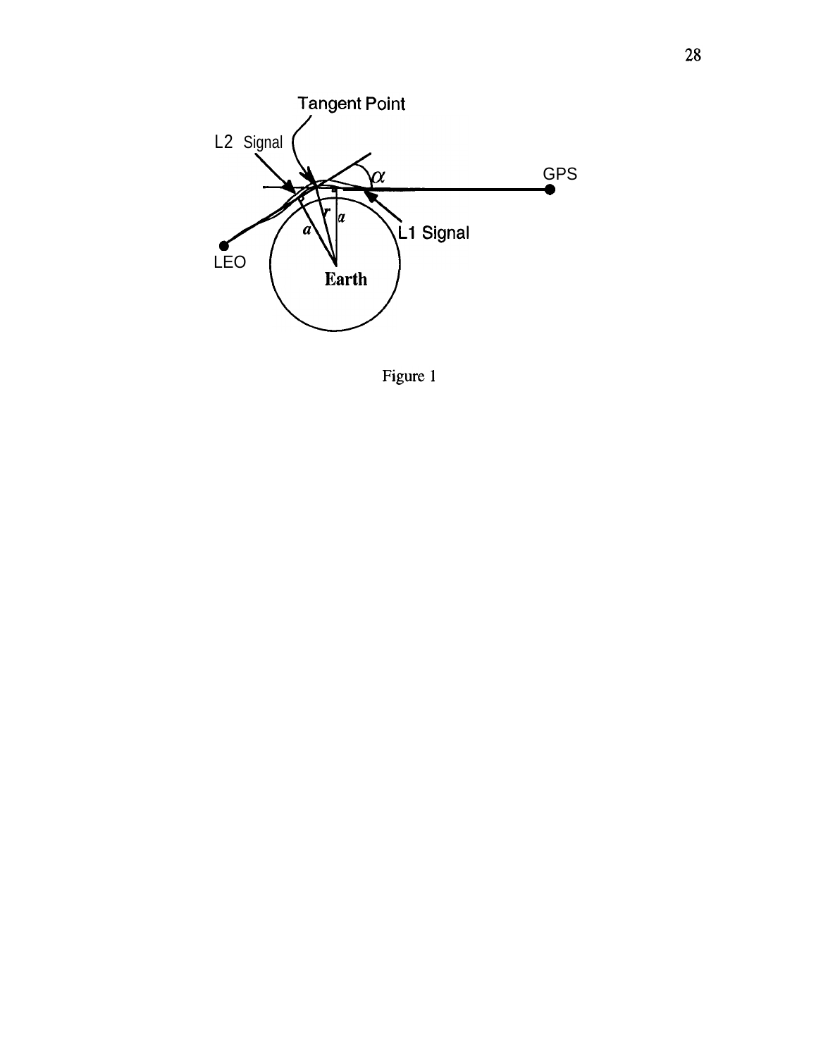Tangent Point

L2 Signal

$\alpha$

GPS

$r$

$a$

$a$

L1 Signal

LEO

Earth

Figure 1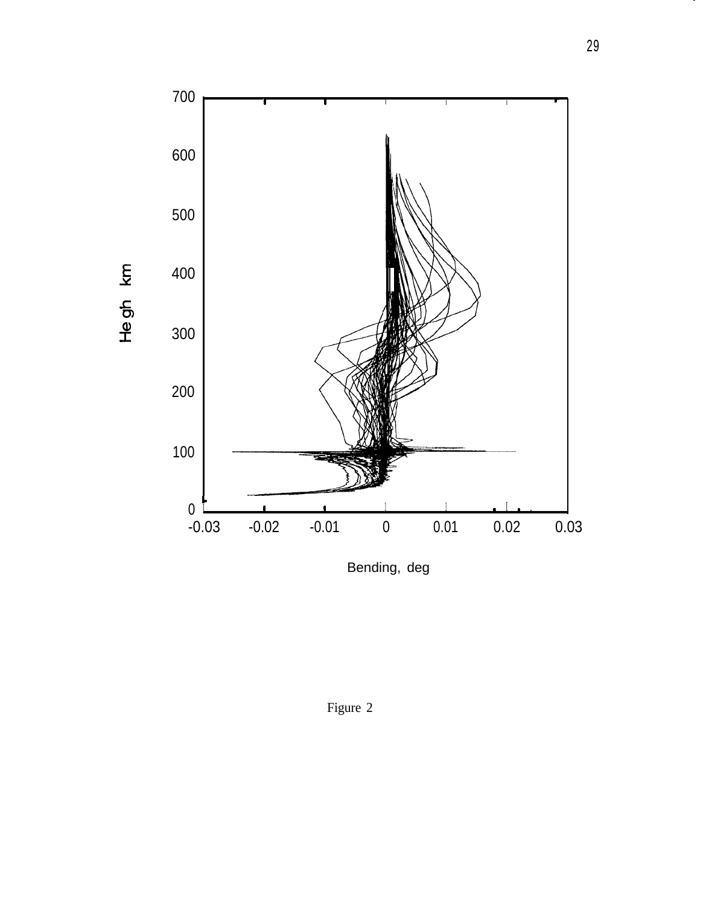700

600

500

400

300

200

100

0

He gh km

-0.03 -0.02 -0.01 0 0.01 0.02 0.03

Bending, deg

Figure 2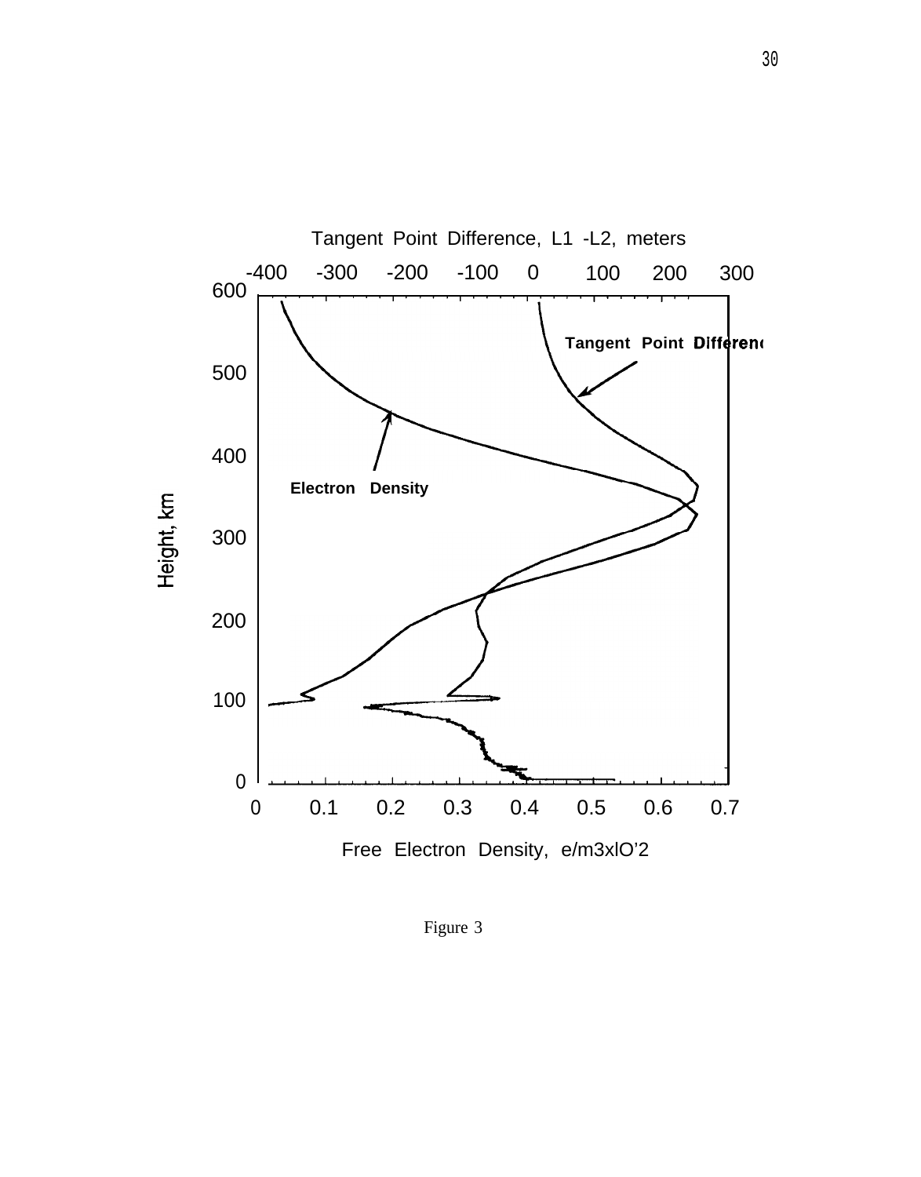Tangent Point Difference, L1 -L2, meters

-400 -300 -200 -100 0 100 200 300

600

500

400

300

200

100

0

Height, km

Tangent Point Differenc

Electron Density

0 0.1 0.2 0.3 0.4 0.5 0.6 0.7

Free Electron Density, e/m3xlO'2

Figure 3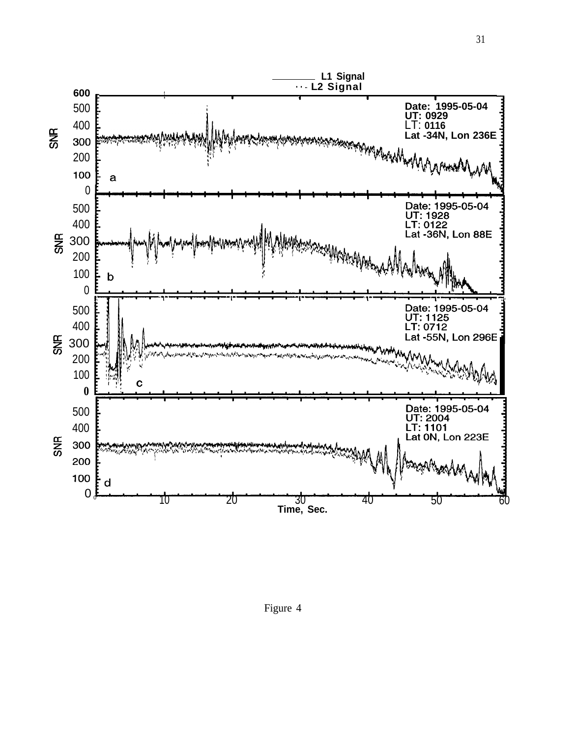L1 Signal
L2 Signal

SNR

Date: 1995-05-04
UT: 0929
LT: 0116
Lat -34N, Lon 236E

a

Date: 1995-05-04
UT: 1928
LT: 0122
Lat -36N, Lon 88E

b

Date: 1995-05-04
UT: 1125
LT: 0712
Lat -55N, Lon 296E

c

Date: 1995-05-04
UT: 2004
LT: 1101
Lat 0N, Lon 223E

d

600
500
400
300
200
100
0

0
10
20
30
40
50
60

Time, Sec.

Figure 4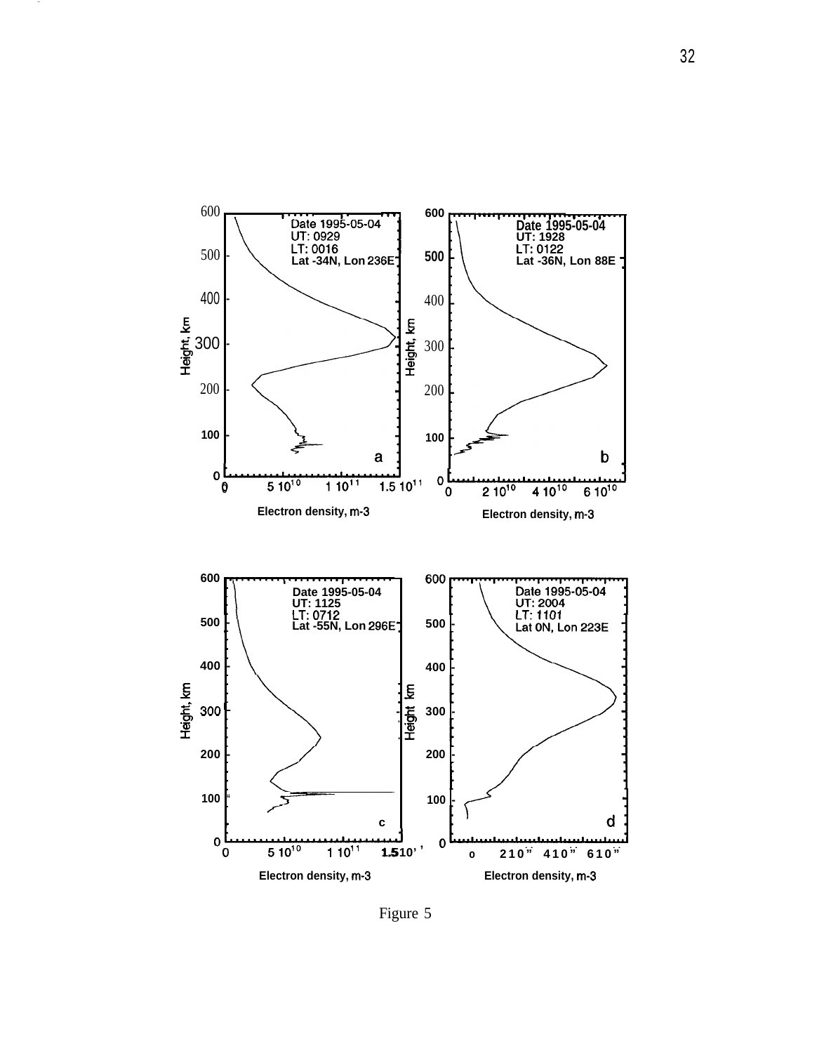Date 1995-05-04
UT: 0929
LT: 0016
Lat -34N, Lon 236E

a

Height, km

Electron density, m-3

Date 1995-05-04
UT: 1928
LT: 0122
Lat -36N, Lon 88E

b

Height, km

Electron density, m-3

Date 1995-05-04
UT: 1125
LT: 0712
Lat -55N, Lon 296E

c

Height, km

Electron density, m-3

Date 1995-05-04
UT: 2004
LT: 1101
Lat 0N, Lon 223E

d

Height, km

Electron density, m-3

Figure 5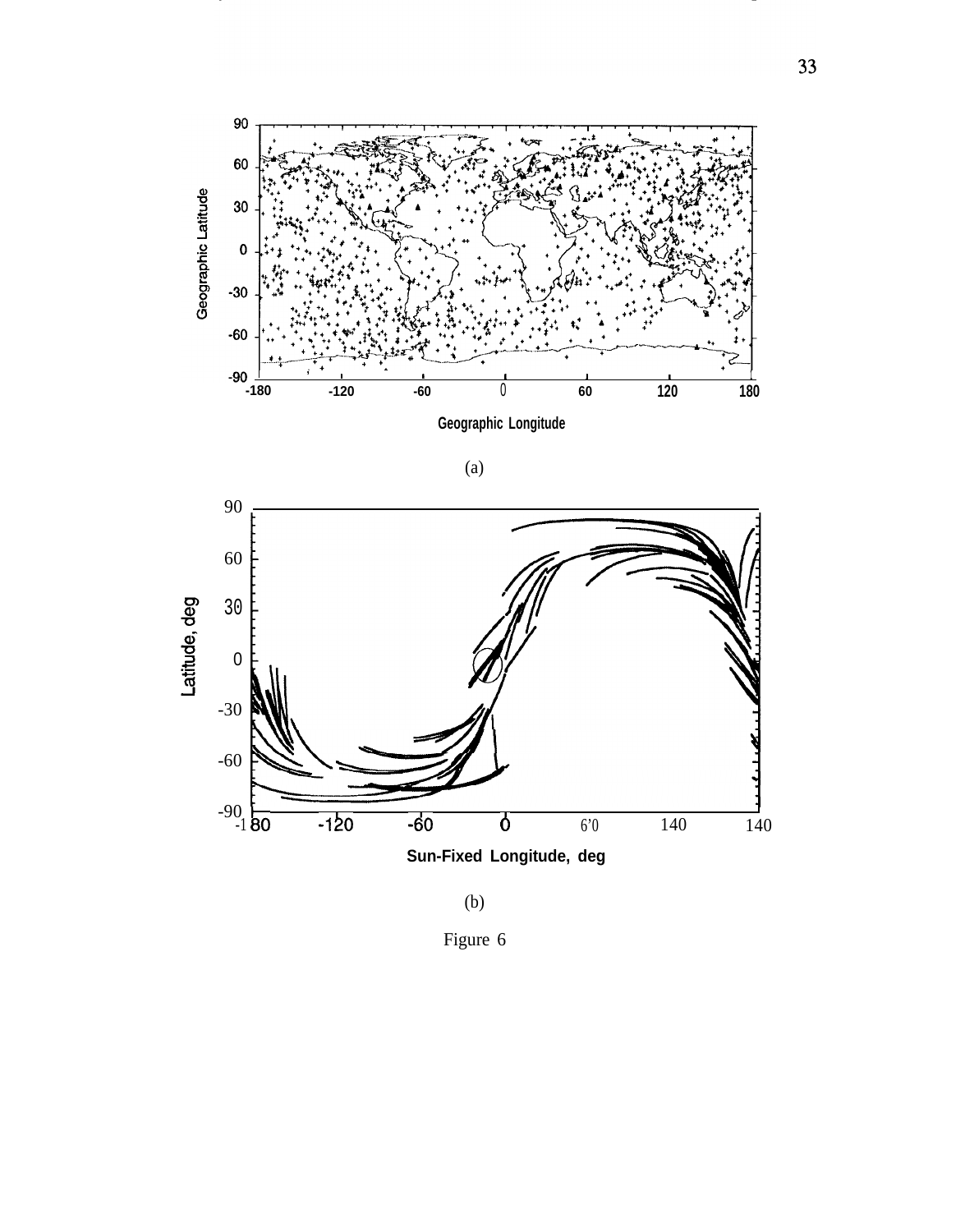Geographic Latitude

90

60

30

0

-30

-60

-90

-180 -120 -60 0 60 120 180

Geographic Longitude

(a)

90

60

30

0

-30

-60

-90

Latitude, deg

-180 -120 -60 0 6'0 140 140

Sun-Fixed Longitude, deg

(b)

Figure 6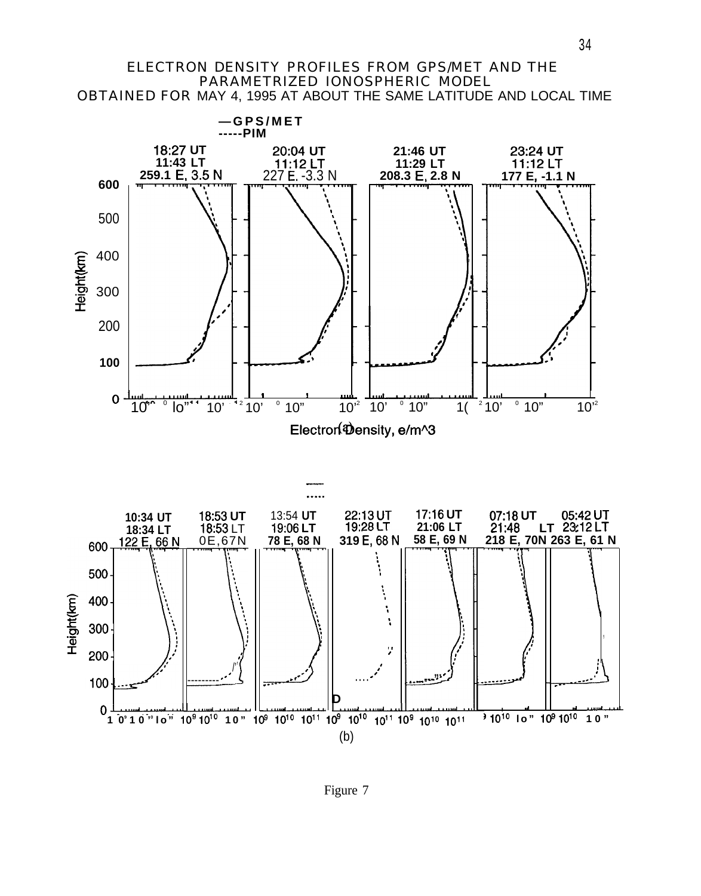ELECTRON DENSITY PROFILES FROM GPS/MET AND THE PARAMETRIZED IONOSPHERIC MODEL OBTAINED FOR MAY 4, 1995 AT ABOUT THE SAME LATITUDE AND LOCAL TIME

— GPS/MET
----- PIM

18:27 UT
11:43 LT
259.1 E, 3.5 N

20:04 UT
11:12 LT
227 E, -3.3 N

21:46 UT
11:29 LT
208.3 E, 2.8 N

23:24 UT
11:12 LT
177 E, -1.1 N

Height(km)

600
500
400
300
200
100
0

$10^{10}$ $10^{11}$ $10^{12}$ $10^{10}$ $10^{11}$ $10^{12}$ $10^{10}$ $10^{11}$ $10^{12}$ $10^{10}$ $10^{11}$ $10^{12}$

Electron Density, e/m^3

(a)

10:34 UT
18:34 LT
122 E, 66 N

18:53 UT
18:53 LT
0 E, 67 N

13:54 UT
19:06 LT
78 E, 68 N

22:13 UT
19:28 LT
319 E, 68 N

17:16 UT
21:06 LT
58 E, 69 N

07:18 UT
21:48 LT
218 E, 70 N

05:42 UT
23:12 LT
263 E, 61 N

Height(km)

600
500
400
300
200
100
0

$10^{9}$ $10^{10}$ $10^{11}$ $10^{9}$ $10^{10}$ $10^{11}$ $10^{9}$ $10^{10}$ $10^{11}$ $10^{9}$ $10^{10}$ $10^{11}$ $10^{9}$ $10^{10}$ $10^{11}$ $10^{9}$ $10^{10}$ $10^{11}$ $10^{9}$ $10^{10}$ $10^{11}$

(b)

Figure 7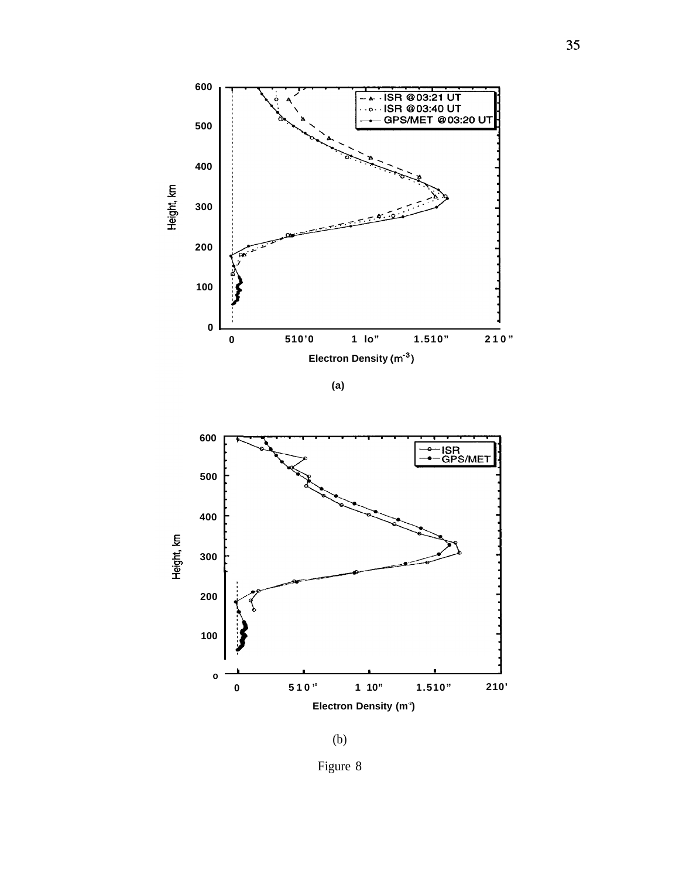600

500

400

300

200

100

0

Height, km

ISR @03:21 UT

ISR @03:40 UT

GPS/MET @03:20 UT

0 510'0 1 lo" 1.510" 210"

Electron Density ($m^{-3}$)

(a)

600

500

400

300

200

100

o

Height, km

ISR

GPS/MET

0 510 1 10" 1.510" 210'

Electron Density ($m^{-3}$)

(b)

Figure 8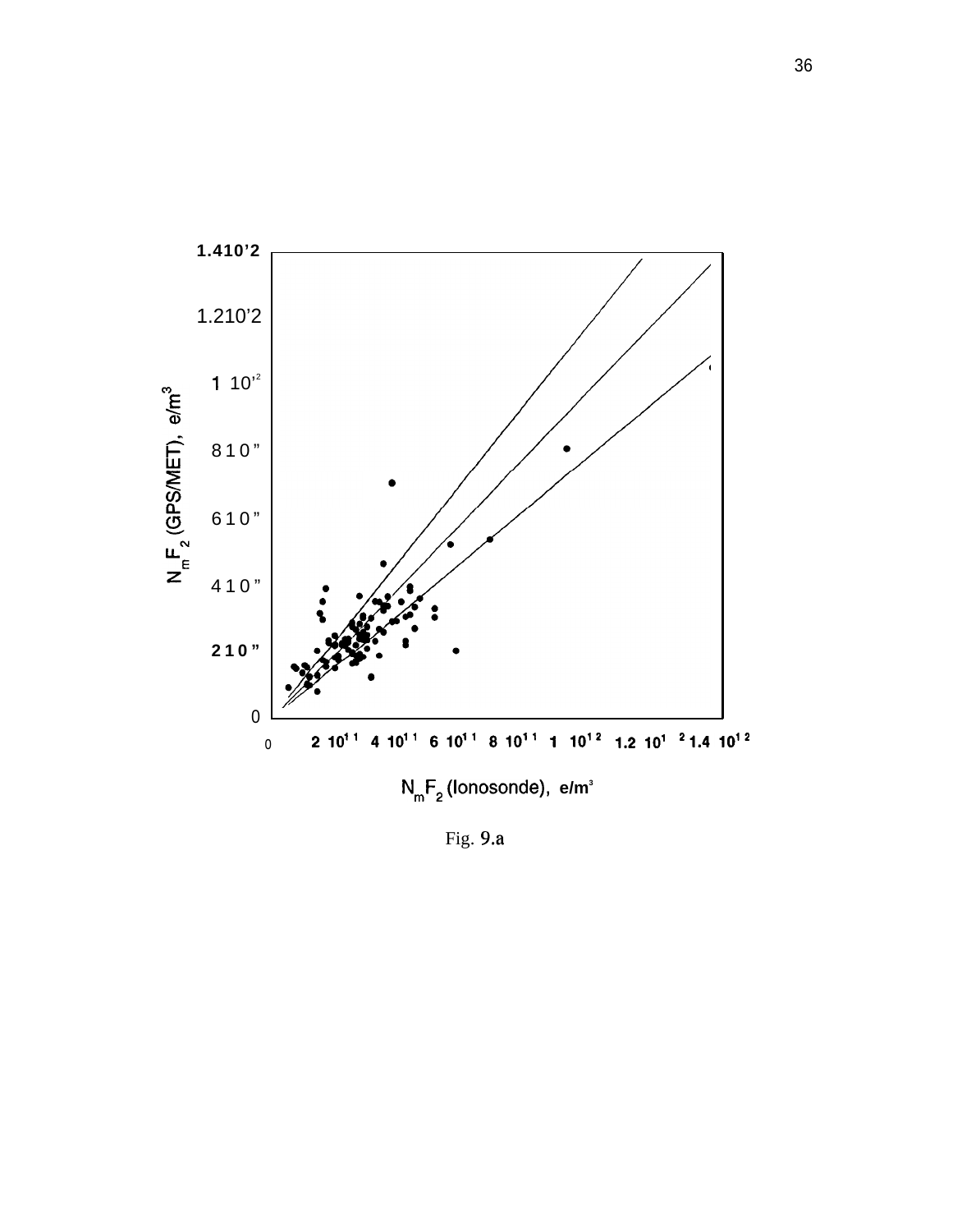1.410’2

1.210’2

1 10’2

810”

610”

410”

210”

0

0 2 10[11] 4 10[11] 6 10[11] 8 10[11] 1 10[12] 1.2 10[12] 1.4 10[12]

$N_mF_2$ (GPS/MET), e/m$^3$

$N_mF_2$ (Ionosonde), e/m$^3$

Fig. 9.a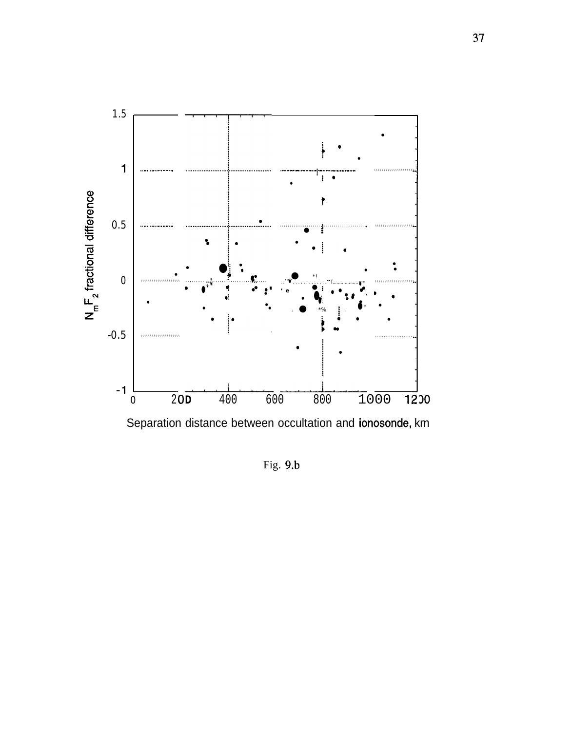1.5

1

0.5

0

-0.5

-1

$N_mF_2$ fractional difference

0 200 400 600 800 1000 1200

Separation distance between occultation and ionosonde, km

Fig. 9.b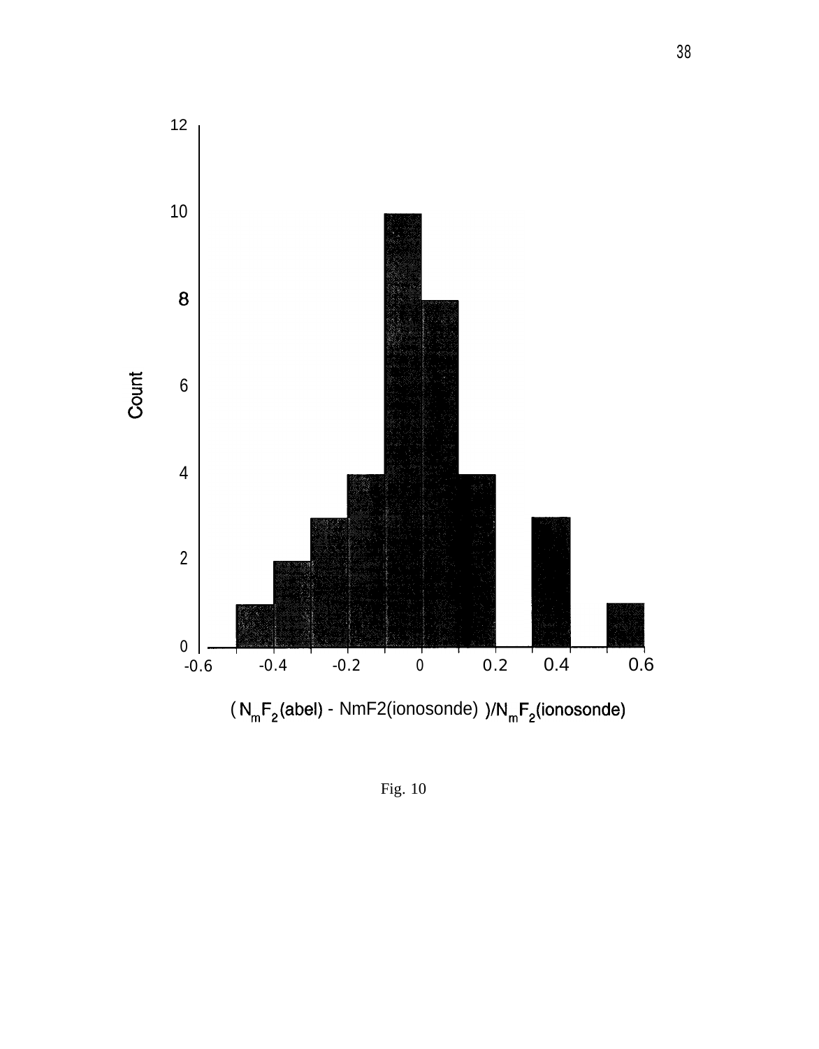12

10

8

Count

6

4

2

0

-0.6 -0.4 -0.2 0 0.2 0.4 0.6

( $N_mF_2$(abel) - NmF2(ionosonde) )/$N_mF_2$(ionosonde)

Fig. 10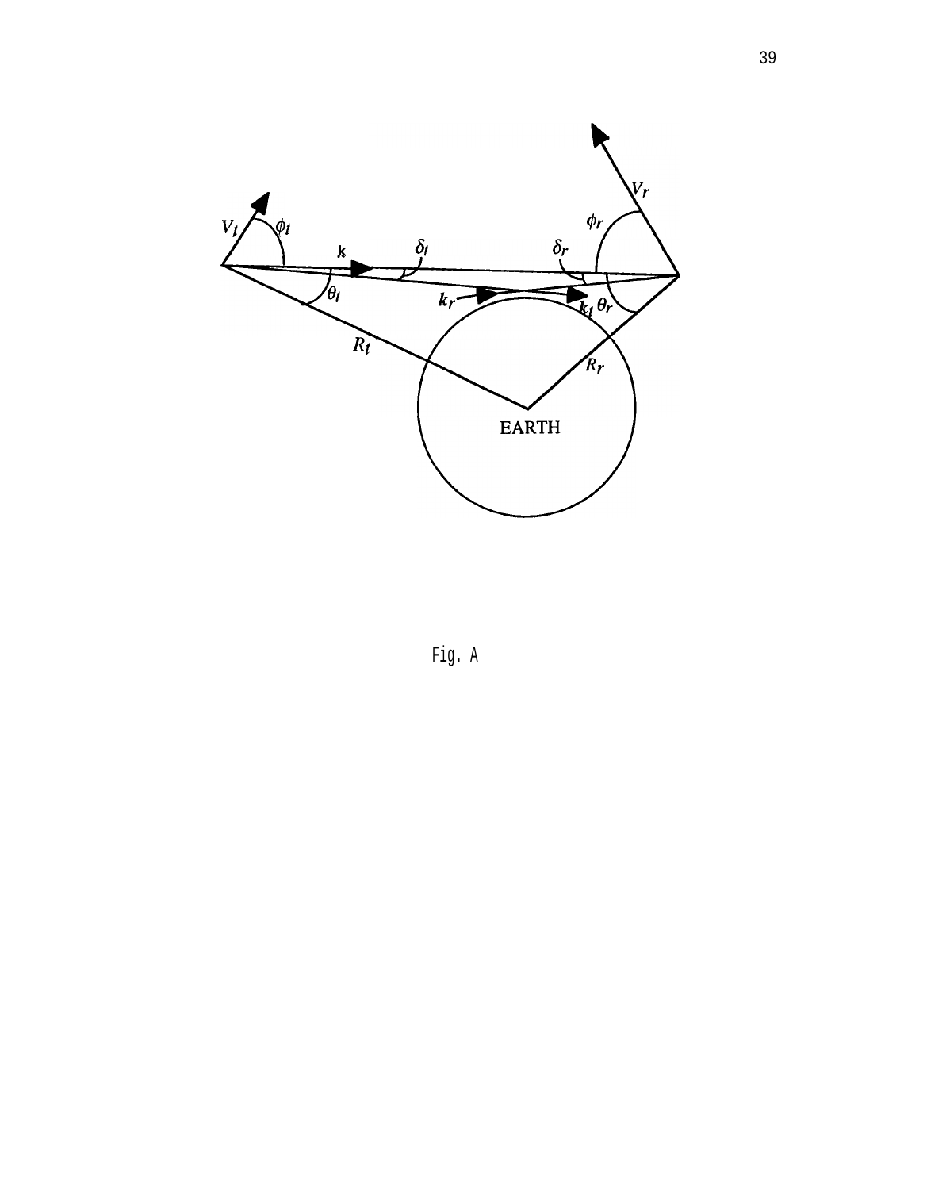$V_t$

$\phi_t$

$\mathbf{k}$

$\delta_t$

$\delta_r$

$\phi_r$

$V_r$

$\theta_t$

$k_r$

$k_t$

$\theta_r$

$R_t$

$R_r$

EARTH

Fig. A